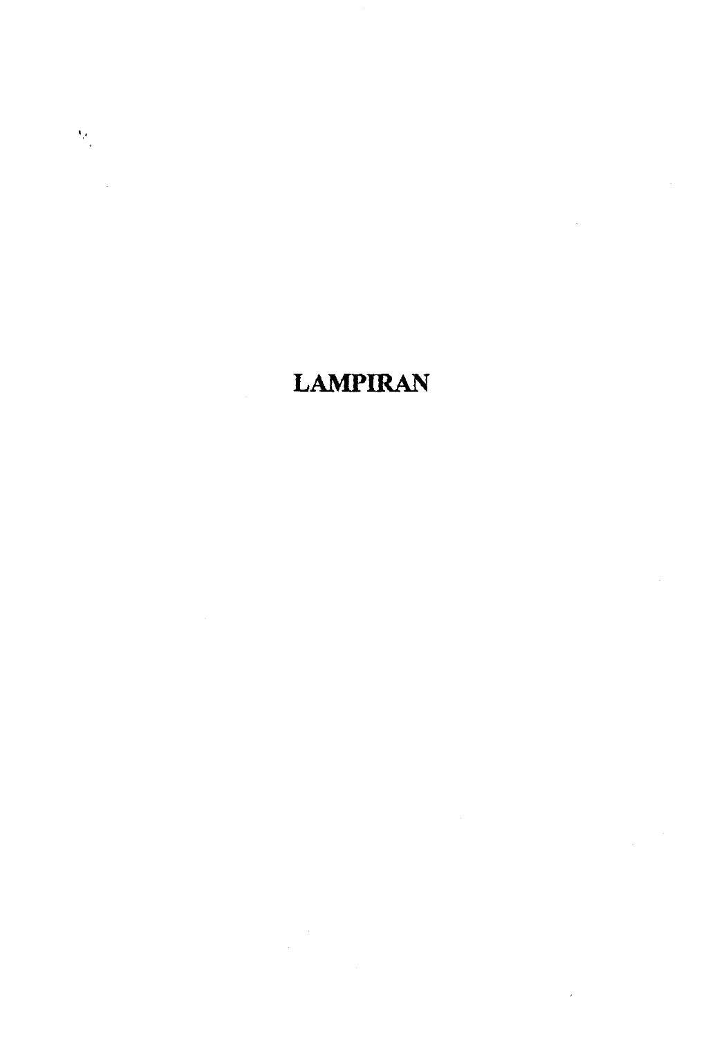# LAMPIRAN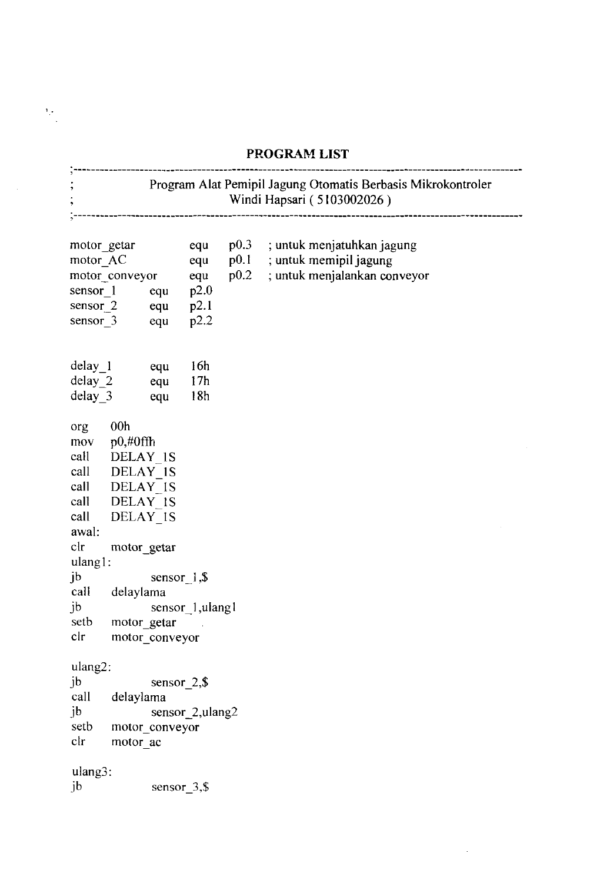## PROGRAM LIST

```
;----------------------------------------------------------------------------------------------------
;                 Program Alat Pemipil Jagung Otomatis Berbasis Mikrokontroler
;                                Windi Hapsari ( 5103002026 )
;----------------------------------------------------------------------------------------------------

motor_getar         equ     p0.3    ; untuk menjatuhkan jagung
motor_AC            equ     p0.1    ; untuk memipil jagung
motor_conveyor      equ     p0.2    ; untuk menjalankan conveyor
sensor_1      equu    p2.0
sensor_2      equ     p2.1
sensor_3      equ     p2.2


delay_1       equ     16h
delay_2       equ     17h
delay_3       equ     18h

org     00h
mov     p0,#0ffh
call    DELAY_1S
call    DELAY_1S
call    DELAY_1S
call    DELAY_1S
call    DELAY_1S
awal:
clr     motor_getar
ulang1:
jb              sensor_1,$
call    delaylama
jb              sensor_1,ulang1
setb    motor_getar
clr     motor_conveyor

ulang2:
jb              sensor_2,$
call    delaylama
jb              sensor_2,ulang2
setb    motor_conveyor
clr     motor_ac

ulang3:
jb              sensor_3,$
```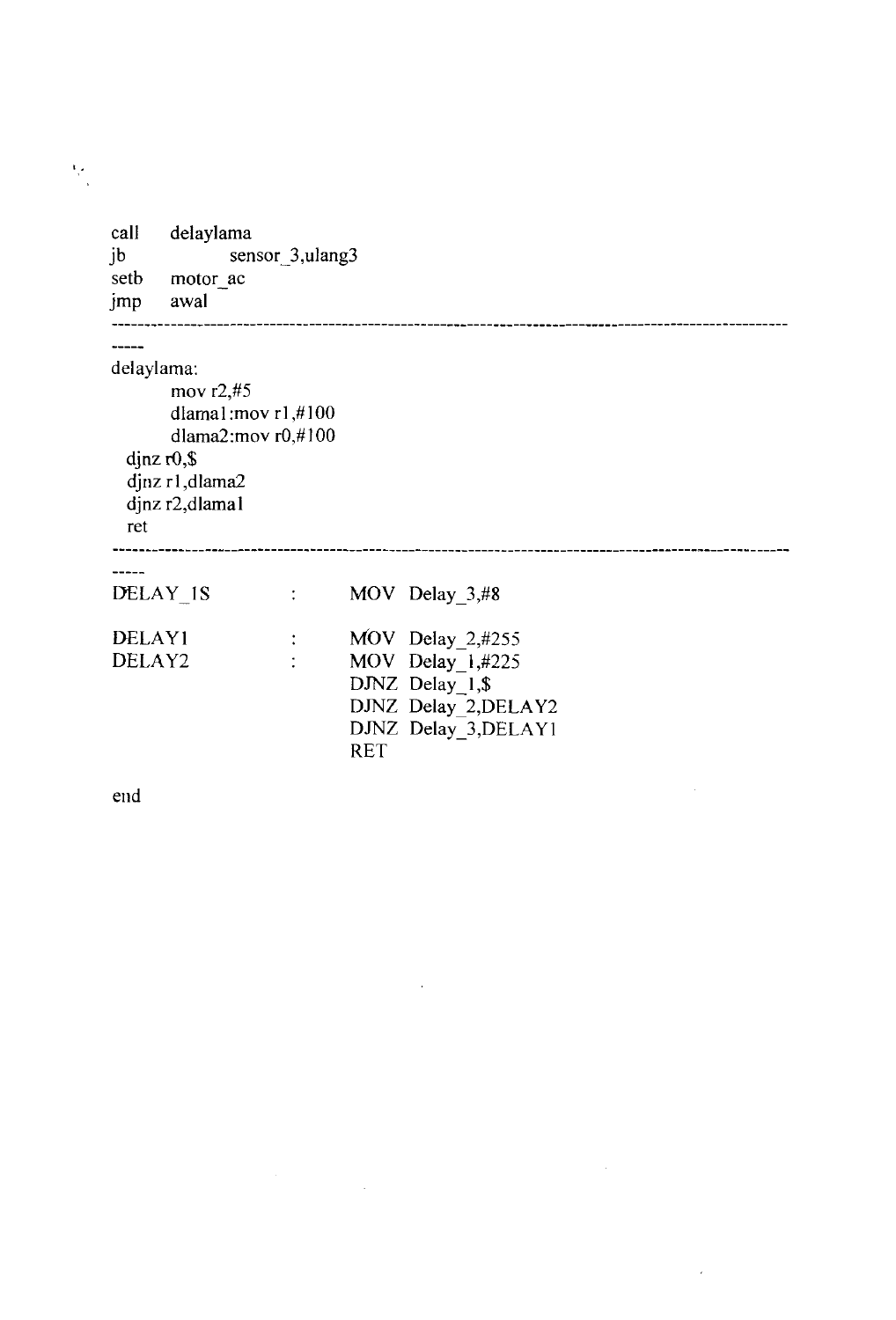```
call    delaylama
jb              sensor_3,ulang3
setb    motor_ac
jmp     awal
----------------------------------------------------------------------------------------------------------
-----
delaylama:
        mov r2,#5
        dlama1:mov r1,#100
        dlama2:mov r0,#100
  djnz r0,$
  djnz r1,dlama2
  djnz r2,dlama1
  ret
----------------------------------------------------------------------------------------------------------
-----
DELAY_1S        :       MOV  Delay_3,#8

DELAY1          :       MOV  Delay_2,#255
DELAY2          :       MOV  Delay_1,#225
                        DJNZ  Delay_1,$
                        DJNZ  Delay_2,DELAY2
                        DJNZ  Delay_3,DELAY1
                        RET

end
```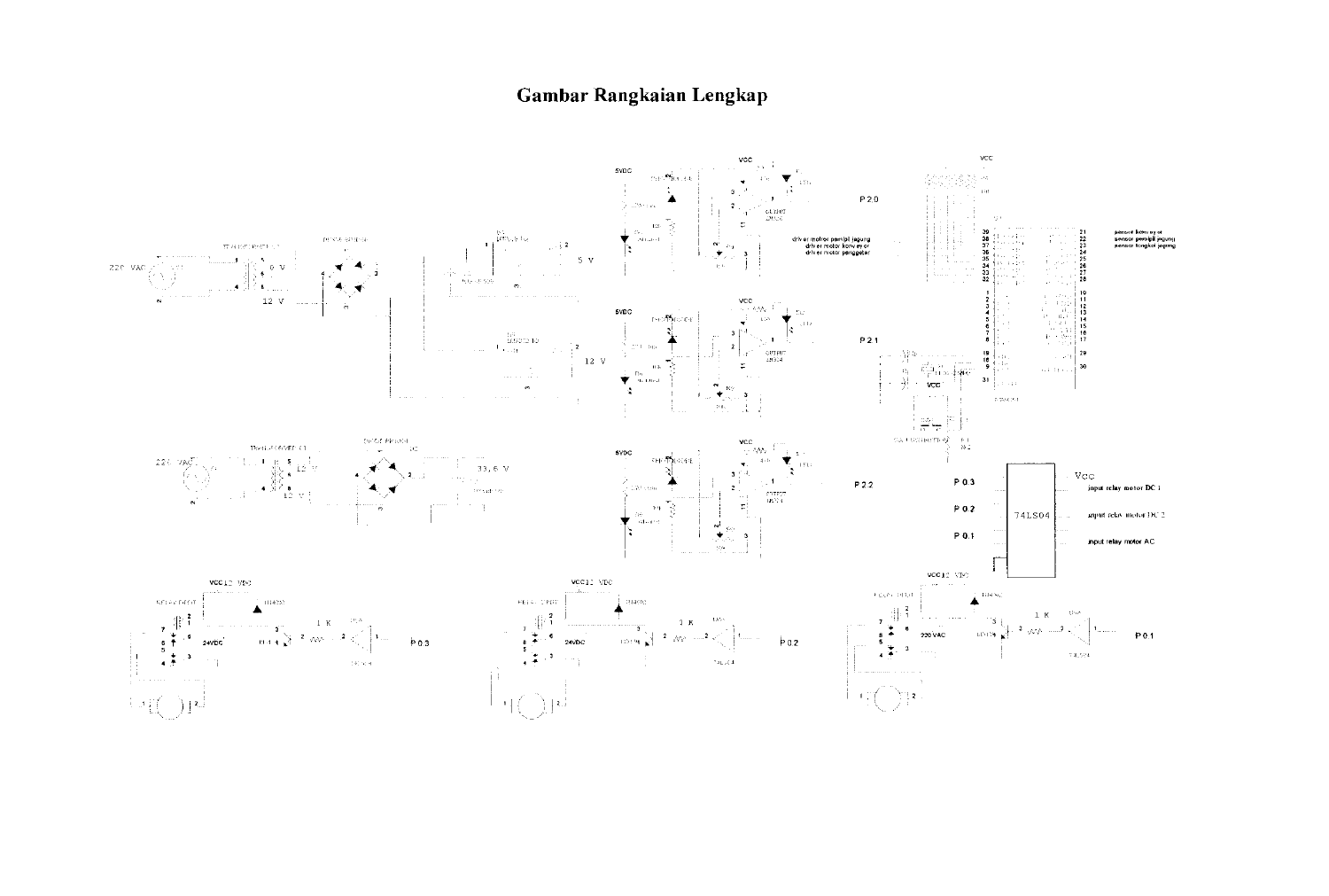# Gambar Rangkaian Lengkap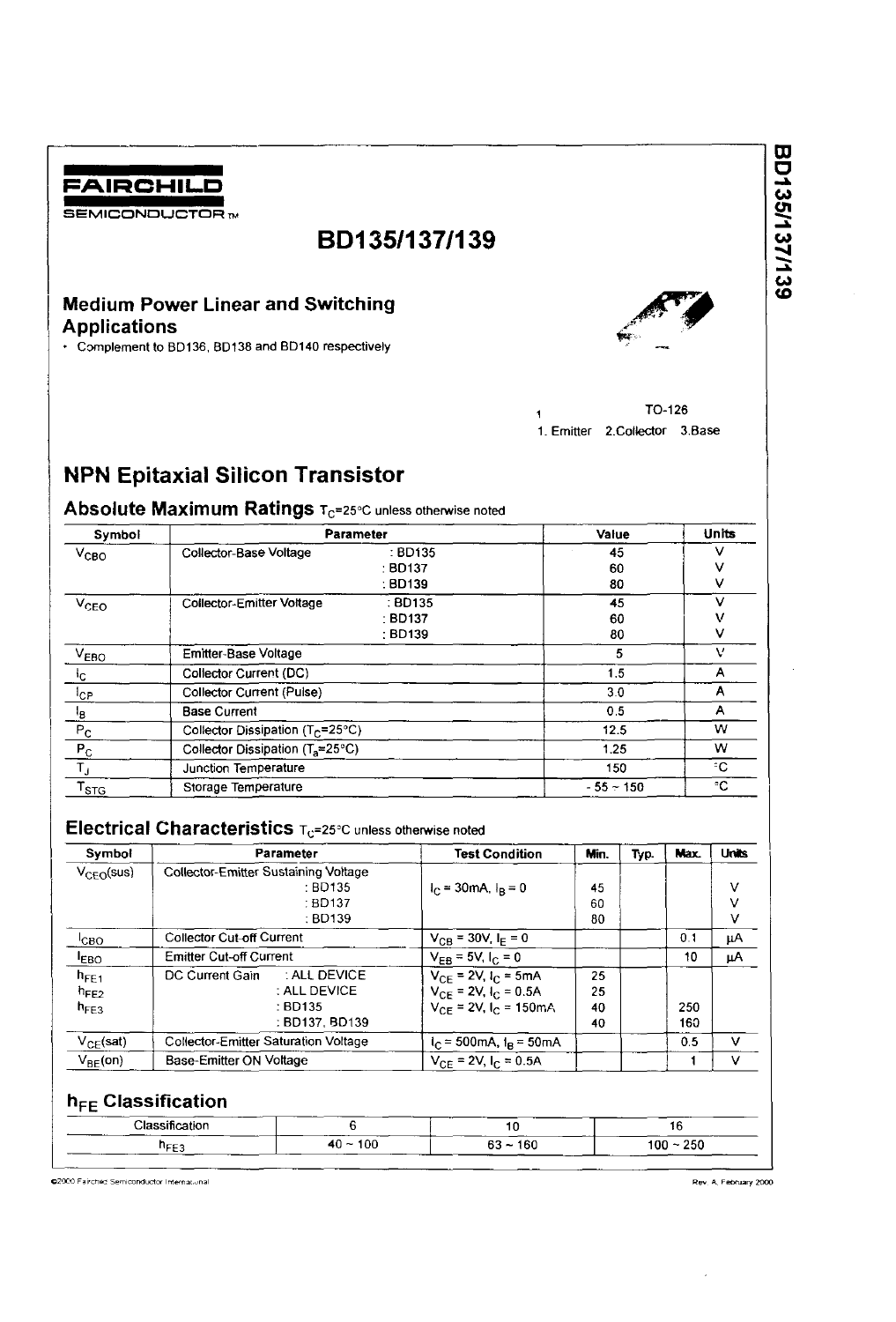FAIRCHILD SEMICONDUCTOR™

# BD135/137/139

## Medium Power Linear and Switching Applications

- Complement to BD136, BD138 and BD140 respectively

TO-126

1. Emitter 2.Collector 3.Base

## NPN Epitaxial Silicon Transistor

### Absolute Maximum Ratings $T_C$=25°C unless otherwise noted

| Symbol | Parameter | | Value | Units |
|---|---|---|---|---|
| $V_{CBO}$ | Collector-Base Voltage | : BD135 | 45 | V |
| | | : BD137 | 60 | V |
| | | : BD139 | 80 | V |
| $V_{CEO}$ | Collector-Emitter Voltage | : BD135 | 45 | V |
| | | : BD137 | 60 | V |
| | | : BD139 | 80 | V |
| $V_{EBO}$ | Emitter-Base Voltage | | 5 | V |
| $I_C$ | Collector Current (DC) | | 1.5 | A |
| $I_{CP}$ | Collector Current (Pulse) | | 3.0 | A |
| $I_B$ | Base Current | | 0.5 | A |
| $P_C$ | Collector Dissipation ($T_C$=25°C) | | 12.5 | W |
| $P_C$ | Collector Dissipation ($T_a$=25°C) | | 1.25 | W |
| $T_J$ | Junction Temperature | | 150 | °C |
| $T_{STG}$ | Storage Temperature | | - 55 ~ 150 | °C |

### Electrical Characteristics $T_C$=25°C unless otherwise noted

| Symbol | Parameter | Test Condition | Min. | Typ. | Max. | Units |
|---|---|---|---|---|---|---|
| $V_{CEO}$(sus) | Collector-Emitter Sustaining Voltage | | | | | |
| | : BD135 | $I_C$ = 30mA, $I_B$ = 0 | 45 | | | V |
| | : BD137 | | 60 | | | V |
| | : BD139 | | 80 | | | V |
| $I_{CBO}$ | Collector Cut-off Current | $V_{CB}$ = 30V, $I_E$ = 0 | | | 0.1 | μA |
| $I_{EBO}$ | Emitter Cut-off Current | $V_{EB}$ = 5V, $I_C$ = 0 | | | 10 | μA |
| $h_{FE1}$ | DC Current Gain : ALL DEVICE | $V_{CE}$ = 2V, $I_C$ = 5mA | 25 | | | |
| $h_{FE2}$ | : ALL DEVICE | $V_{CE}$ = 2V, $I_C$ = 0.5A | 25 | | | |
| $h_{FE3}$ | : BD135 | $V_{CE}$ = 2V, $I_C$ = 150mA | 40 | | 250 | |
| | : BD137, BD139 | | 40 | | 160 | |
| $V_{CE}$(sat) | Collector-Emitter Saturation Voltage | $I_C$ = 500mA, $I_B$ = 50mA | | | 0.5 | V |
| $V_{BE}$(on) | Base-Emitter ON Voltage | $V_{CE}$ = 2V, $I_C$ = 0.5A | | | 1 | V |

### $h_{FE}$ Classification

| Classification | 6 | 10 | 16 |
|---|---|---|---|
| $h_{FE3}$ | 40 ~ 100 | 63 ~ 160 | 100 ~ 250 |

©2000 Fairchild Semiconductor International

Rev. A, February 2000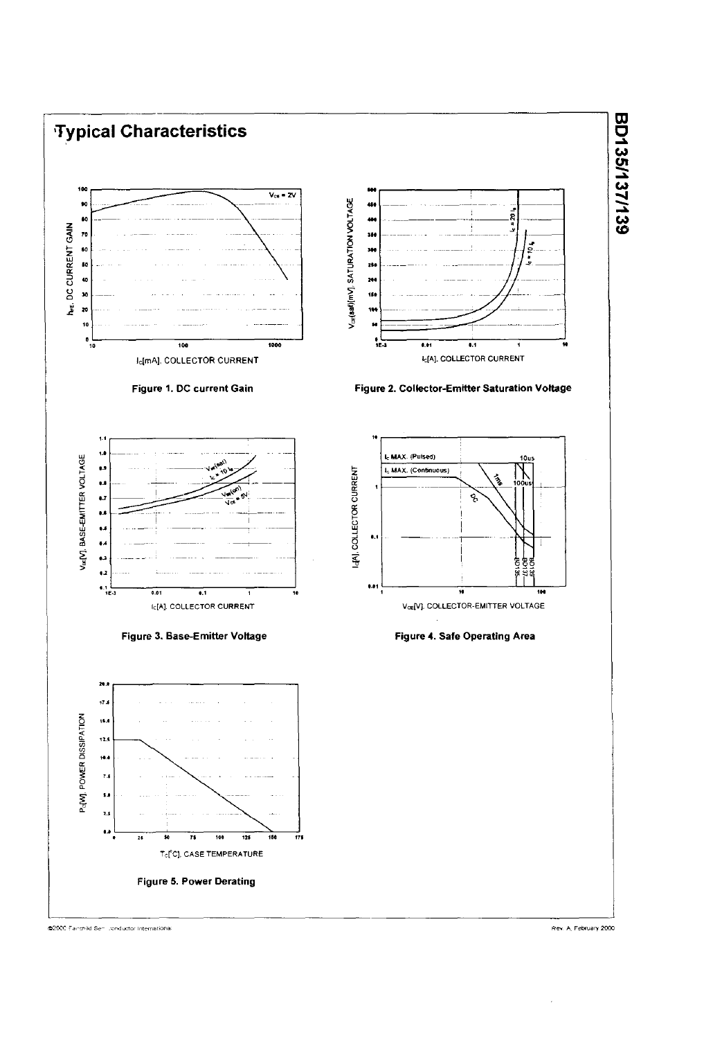# Typical Characteristics

Figure 1. DC current Gain

Figure 2. Collector-Emitter Saturation Voltage

Figure 3. Base-Emitter Voltage

Figure 4. Safe Operating Area

Figure 5. Power Derating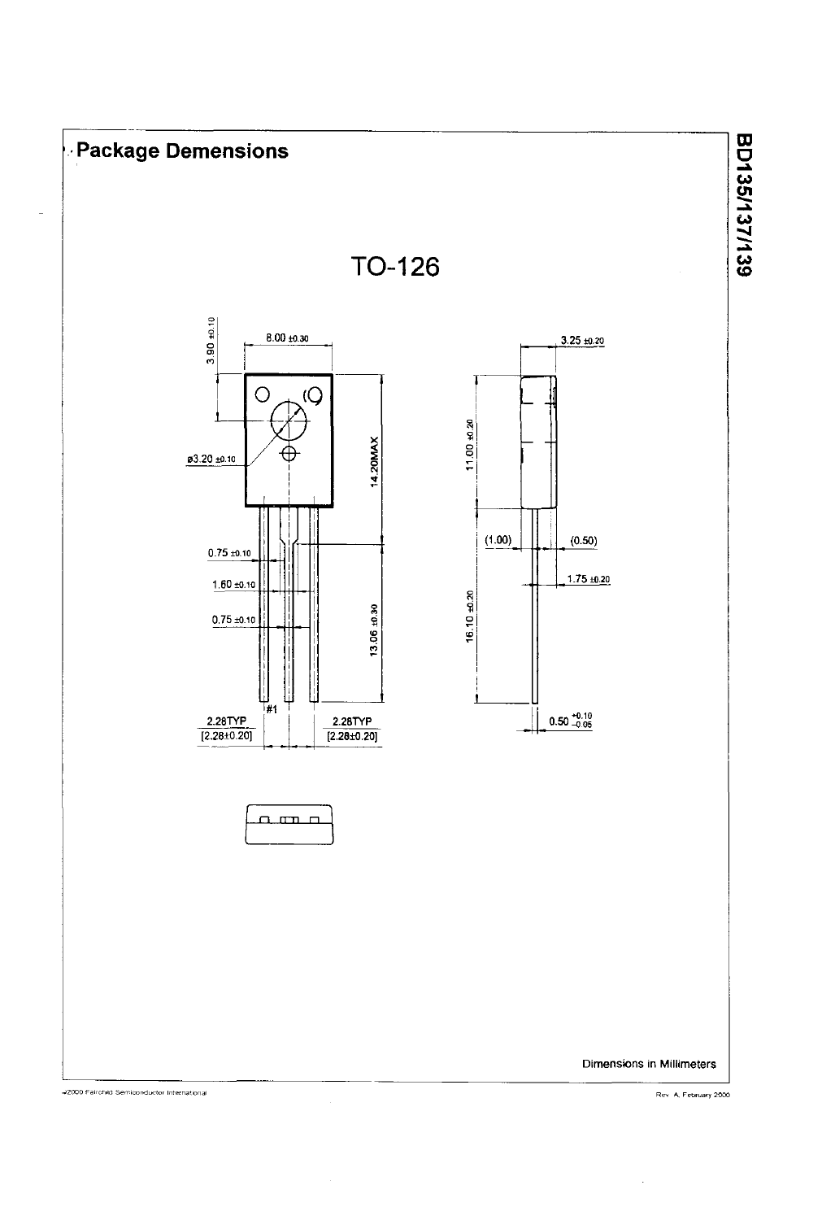## Package Demensions

TO-126

8.00 ±0.30

3.90 ±0.10

ø3.20 ±0.10

14.20MAX

0.75 ±0.10

1.60 ±0.10

0.75 ±0.10

13.06 ±0.30

#1

2.28TYP
[2.28±0.20]

2.28TYP
[2.28±0.20]

3.25 ±0.20

11.00 ±0.20

(1.00)

(0.50)

1.75 ±0.20

16.10 ±0.20

$0.50^{+0.10}_{-0.05}$

Dimensions in Millimeters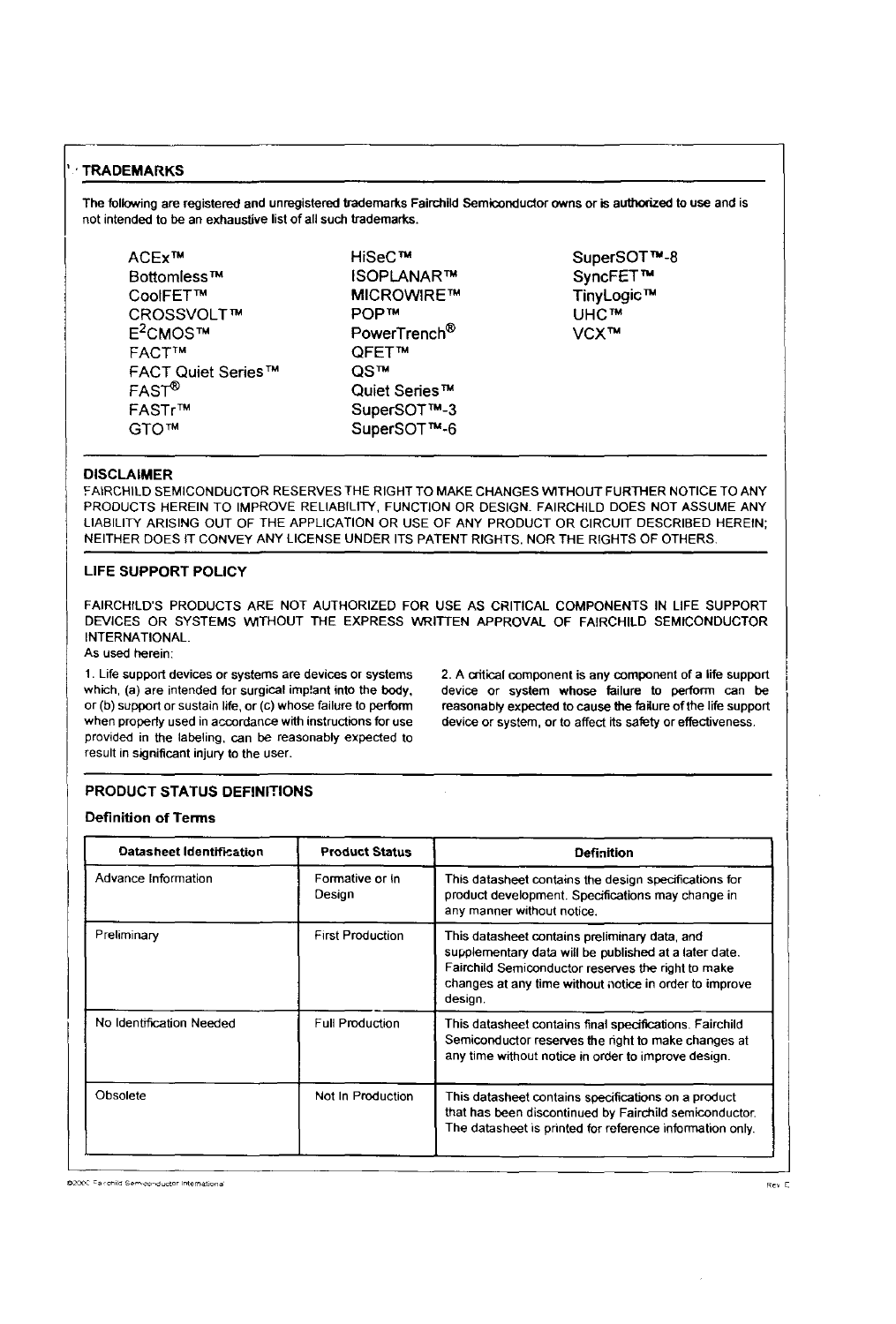## TRADEMARKS

The following are registered and unregistered trademarks Fairchild Semiconductor owns or is authorized to use and is not intended to be an exhaustive list of all such trademarks.

ACEx™
Bottomless™
CoolFET™
CROSSVOLT™
$E^2$CMOS™
FACT™
FACT Quiet Series™
FAST®
FASTr™
GTO™
HiSeC™
ISOPLANAR™
MICROWIRE™
POP™
PowerTrench®
QFET™
QS™
Quiet Series™
SuperSOT™-3
SuperSOT™-6
SuperSOT™-8
SyncFET™
TinyLogic™
UHC™
VCX™

## DISCLAIMER

FAIRCHILD SEMICONDUCTOR RESERVES THE RIGHT TO MAKE CHANGES WITHOUT FURTHER NOTICE TO ANY PRODUCTS HEREIN TO IMPROVE RELIABILITY, FUNCTION OR DESIGN. FAIRCHILD DOES NOT ASSUME ANY LIABILITY ARISING OUT OF THE APPLICATION OR USE OF ANY PRODUCT OR CIRCUIT DESCRIBED HEREIN; NEITHER DOES IT CONVEY ANY LICENSE UNDER ITS PATENT RIGHTS, NOR THE RIGHTS OF OTHERS.

## LIFE SUPPORT POLICY

FAIRCHILD'S PRODUCTS ARE NOT AUTHORIZED FOR USE AS CRITICAL COMPONENTS IN LIFE SUPPORT DEVICES OR SYSTEMS WITHOUT THE EXPRESS WRITTEN APPROVAL OF FAIRCHILD SEMICONDUCTOR INTERNATIONAL.

As used herein:

1. Life support devices or systems are devices or systems which, (a) are intended for surgical implant into the body, or (b) support or sustain life, or (c) whose failure to perform when properly used in accordance with instructions for use provided in the labeling, can be reasonably expected to result in significant injury to the user.

2. A critical component is any component of a life support device or system whose failure to perform can be reasonably expected to cause the failure of the life support device or system, or to affect its safety or effectiveness.

## PRODUCT STATUS DEFINITIONS

### Definition of Terms

| Datasheet Identification | Product Status | Definition |
|---|---|---|
| Advance Information | Formative or In Design | This datasheet contains the design specifications for product development. Specifications may change in any manner without notice. |
| Preliminary | First Production | This datasheet contains preliminary data, and supplementary data will be published at a later date. Fairchild Semiconductor reserves the right to make changes at any time without notice in order to improve design. |
| No Identification Needed | Full Production | This datasheet contains final specifications. Fairchild Semiconductor reserves the right to make changes at any time without notice in order to improve design. |
| Obsolete | Not In Production | This datasheet contains specifications on a product that has been discontinued by Fairchild semiconductor. The datasheet is printed for reference information only. |

©2000 Fairchild Semiconductor International Rev. E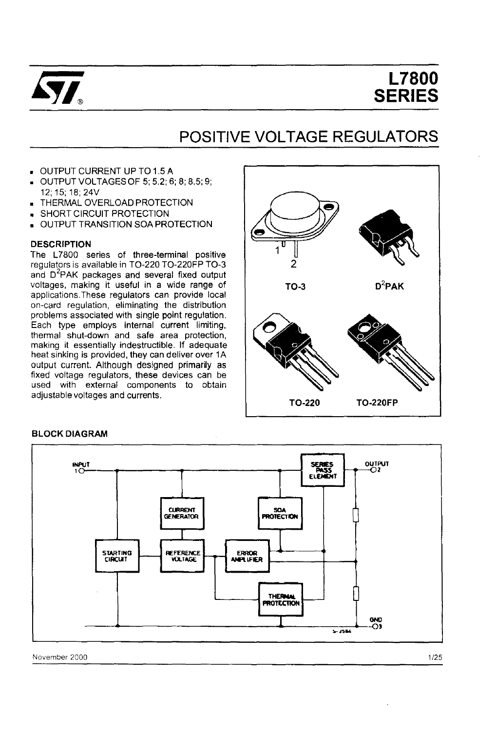# L7800 SERIES

## POSITIVE VOLTAGE REGULATORS

- OUTPUT CURRENT UP TO 1.5 A
- OUTPUT VOLTAGES OF 5; 5.2; 6; 8; 8.5; 9; 12; 15; 18; 24V
- THERMAL OVERLOAD PROTECTION
- SHORT CIRCUIT PROTECTION
- OUTPUT TRANSITION SOA PROTECTION

### DESCRIPTION

The L7800 series of three-terminal positive regulators is available in TO-220 TO-220FP TO-3 and D$^2$PAK packages and several fixed output voltages, making it useful in a wide range of applications.These regulators can provide local on-card regulation, eliminating the distribution problems associated with single point regulation. Each type employs internal current limiting, thermal shut-down and safe area protection, making it essentially indestructible. If adequate heat sinking is provided, they can deliver over 1A output current. Although designed primarily as fixed voltage regulators, these devices can be used with external components to obtain adjustable voltages and currents.

TO-3 D$^2$PAK

TO-220 TO-220FP

### BLOCK DIAGRAM

INPUT 1 — SERIES PASS ELEMENT — OUTPUT 2

CURRENT GENERATOR, SOA PROTECTION, STARTING CIRCUIT, REFERENCE VOLTAGE, ERROR AMPLIFIER, THERMAL PROTECTION

GND 3

November 2000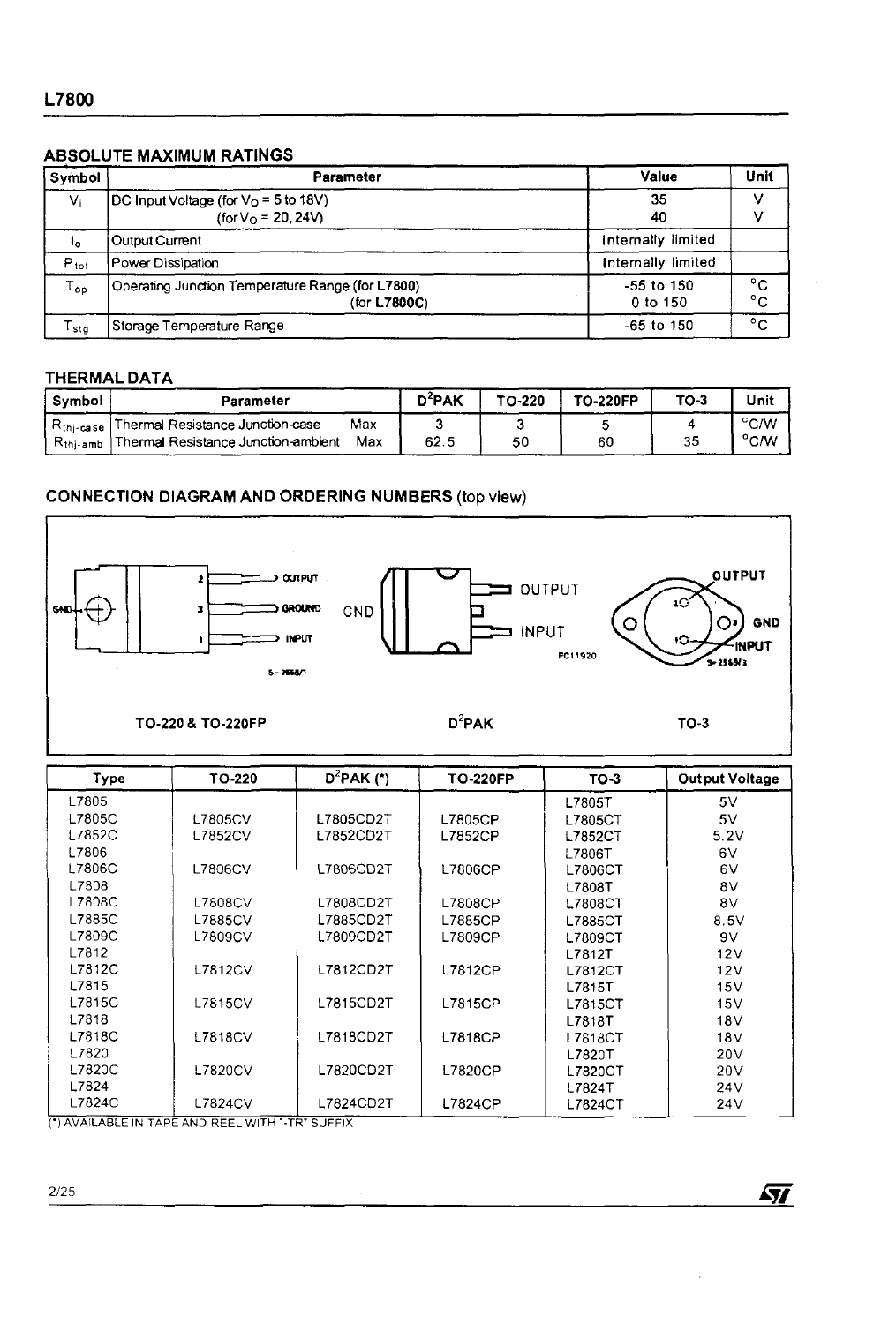## ABSOLUTE MAXIMUM RATINGS

| Symbol | Parameter | Value | Unit |
|---|---|---|---|
| $V_i$ | DC Input Voltage (for $V_O$ = 5 to 18V)<br>(for $V_O$ = 20, 24V) | 35<br>40 | V<br>V |
| $I_o$ | Output Current | Internally limited | |
| $P_{tot}$ | Power Dissipation | Internally limited | |
| $T_{op}$ | Operating Junction Temperature Range (for **L7800**)<br>(for **L7800C**) | -55 to 150<br>0 to 150 | °C<br>°C |
| $T_{stg}$ | Storage Temperature Range | -65 to 150 | °C |

## THERMAL DATA

| Symbol | Parameter | | D²PAK | TO-220 | TO-220FP | TO-3 | Unit |
|---|---|---|---|---|---|---|---|
| $R_{thj-case}$ | Thermal Resistance Junction-case | Max | 3 | 3 | 5 | 4 | °C/W |
| $R_{thj-amb}$ | Thermal Resistance Junction-ambient | Max | 62.5 | 50 | 60 | 35 | °C/W |

## CONNECTION DIAGRAM AND ORDERING NUMBERS (top view)

TO-220 & TO-220FP: 1 INPUT, 2 OUTPUT, 3 GROUND, GND (tab)

D²PAK: OUTPUT, GND, INPUT

TO-3: OUTPUT, GND, INPUT

| Type | TO-220 | D²PAK (*) | TO-220FP | TO-3 | Output Voltage |
|---|---|---|---|---|---|
| L7805 | | | | L7805T | 5V |
| L7805C | L7805CV | L7805CD2T | L7805CP | L7805CT | 5V |
| L7852C | L7852CV | L7852CD2T | L7852CP | L7852CT | 5.2V |
| L7806 | | | | L7806T | 6V |
| L7806C | L7806CV | L7806CD2T | L7806CP | L7806CT | 6V |
| L7808 | | | | L7808T | 8V |
| L7808C | L7808CV | L7808CD2T | L7808CP | L7808CT | 8V |
| L7885C | L7885CV | L7885CD2T | L7885CP | L7885CT | 8.5V |
| L7809C | L7809CV | L7809CD2T | L7809CP | L7809CT | 9V |
| L7812 | | | | L7812T | 12V |
| L7812C | L7812CV | L7812CD2T | L7812CP | L7812CT | 12V |
| L7815 | | | | L7815T | 15V |
| L7815C | L7815CV | L7815CD2T | L7815CP | L7815CT | 15V |
| L7818 | | | | L7818T | 18V |
| L7818C | L7818CV | L7818CD2T | L7818CP | L7818CT | 18V |
| L7820 | | | | L7820T | 20V |
| L7820C | L7820CV | L7820CD2T | L7820CP | L7820CT | 20V |
| L7824 | | | | L7824T | 24V |
| L7824C | L7824CV | L7824CD2T | L7824CP | L7824CT | 24V |

(*) AVAILABLE IN TAPE AND REEL WITH "-TR" SUFFIX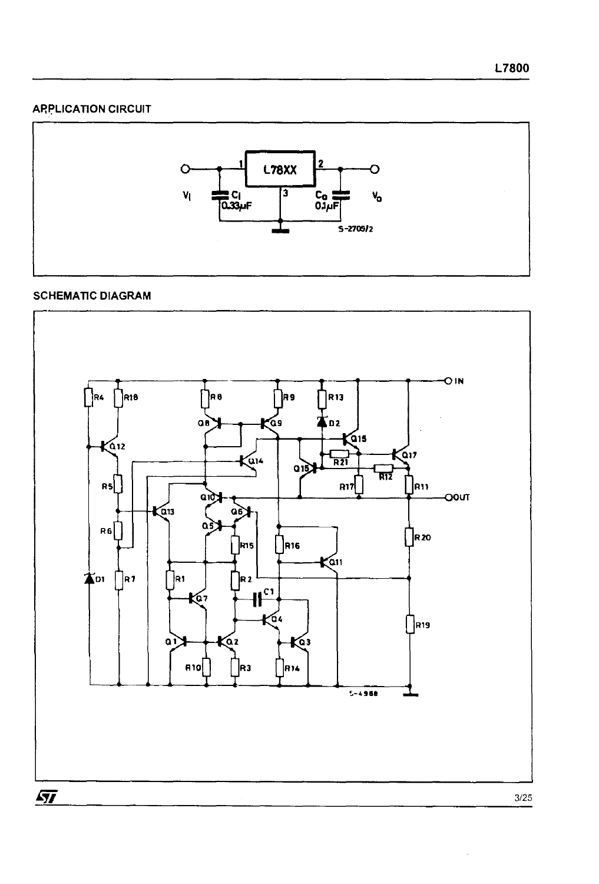## APPLICATION CIRCUIT

## SCHEMATIC DIAGRAM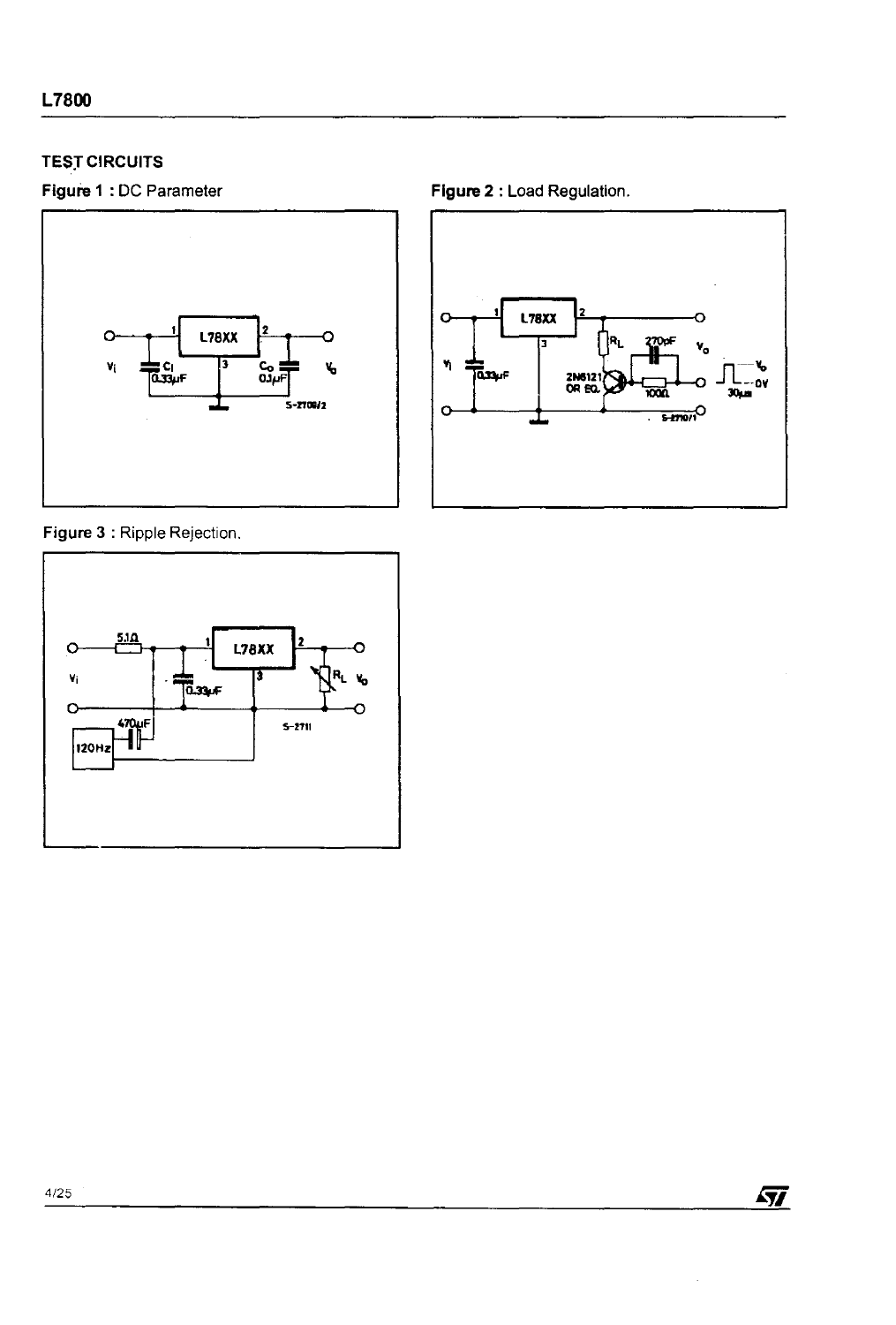## TEST CIRCUITS

**Figure 1 :** DC Parameter

**Figure 2 :** Load Regulation.

**Figure 3 :** Ripple Rejection.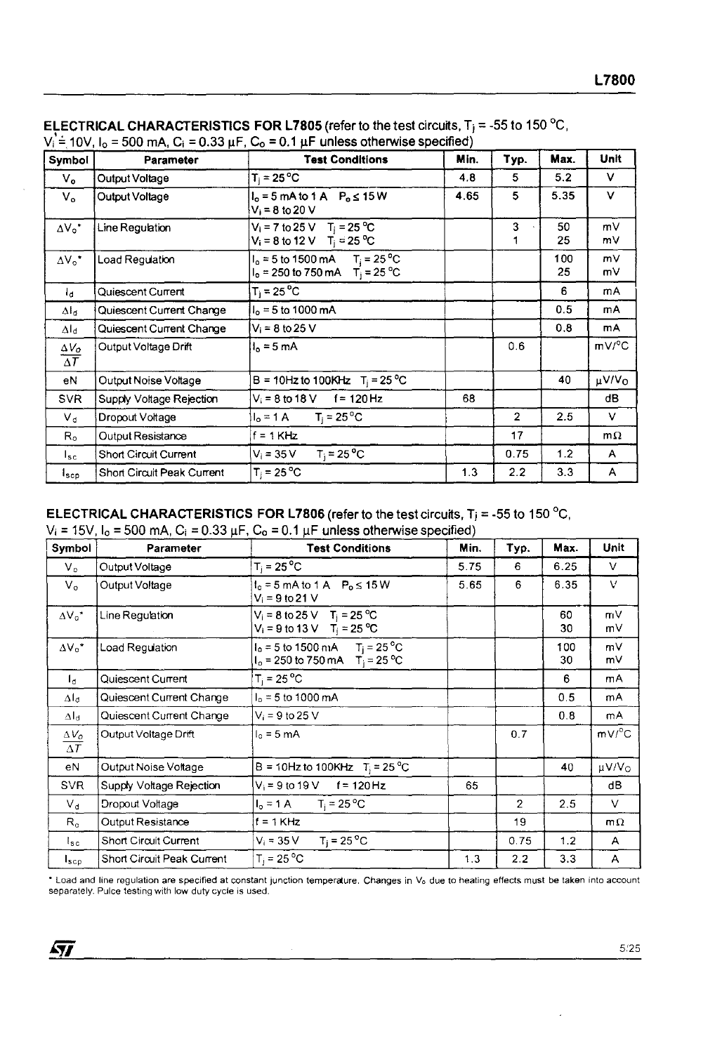**ELECTRICAL CHARACTERISTICS FOR L7805** (refer to the test circuits, $T_j$ = -55 to 150 °C, $V_i$ = 10V, $I_o$ = 500 mA, $C_i$ = 0.33 µF, $C_o$ = 0.1 µF unless otherwise specified)

| Symbol | Parameter | Test Conditions | Min. | Typ. | Max. | Unit |
|---|---|---|---|---|---|---|
| $V_o$ | Output Voltage | $T_j$ = 25 °C | 4.8 | 5 | 5.2 | V |
| $V_o$ | Output Voltage | $I_o$ = 5 mA to 1 A $P_o \leq$ 15 W<br>$V_i$ = 8 to 20 V | 4.65 | 5 | 5.35 | V |
| $\Delta V_o$* | Line Regulation | $V_i$ = 7 to 25 V $T_j$ = 25 °C<br>$V_i$ = 8 to 12 V $T_j$ = 25 °C | | 3<br>1 | 50<br>25 | mV<br>mV |
| $\Delta V_o$* | Load Regulation | $I_o$ = 5 to 1500 mA $T_j$ = 25 °C<br>$I_o$ = 250 to 750 mA $T_j$ = 25 °C | | | 100<br>25 | mV<br>mV |
| $I_d$ | Quiescent Current | $T_j$ = 25 °C | | | 6 | mA |
| $\Delta I_d$ | Quiescent Current Change | $I_o$ = 5 to 1000 mA | | | 0.5 | mA |
| $\Delta I_d$ | Quiescent Current Change | $V_i$ = 8 to 25 V | | | 0.8 | mA |
| $\frac{\Delta V_o}{\Delta T}$ | Output Voltage Drift | $I_o$ = 5 mA | | 0.6 | | mV/°C |
| eN | Output Noise Voltage | B = 10Hz to 100KHz $T_j$ = 25 °C | | | 40 | µV/$V_o$ |
| SVR | Supply Voltage Rejection | $V_i$ = 8 to 18 V f = 120 Hz | 68 | | | dB |
| $V_d$ | Dropout Voltage | $I_o$ = 1 A $T_j$ = 25 °C | | 2 | 2.5 | V |
| $R_o$ | Output Resistance | f = 1 KHz | | 17 | | mΩ |
| $I_{sc}$ | Short Circuit Current | $V_i$ = 35 V $T_j$ = 25 °C | | 0.75 | 1.2 | A |
| $I_{scp}$ | Short Circuit Peak Current | $T_j$ = 25 °C | 1.3 | 2.2 | 3.3 | A |

**ELECTRICAL CHARACTERISTICS FOR L7806** (refer to the test circuits, $T_j$ = -55 to 150 °C, $V_i$ = 15V, $I_o$ = 500 mA, $C_i$ = 0.33 µF, $C_o$ = 0.1 µF unless otherwise specified)

| Symbol | Parameter | Test Conditions | Min. | Typ. | Max. | Unit |
|---|---|---|---|---|---|---|
| $V_o$ | Output Voltage | $T_j$ = 25 °C | 5.75 | 6 | 6.25 | V |
| $V_o$ | Output Voltage | $I_o$ = 5 mA to 1 A $P_o \leq$ 15 W<br>$V_i$ = 9 to 21 V | 5.65 | 6 | 6.35 | V |
| $\Delta V_o$* | Line Regulation | $V_i$ = 8 to 25 V $T_j$ = 25 °C<br>$V_i$ = 9 to 13 V $T_j$ = 25 °C | | | 60<br>30 | mV<br>mV |
| $\Delta V_o$* | Load Regulation | $I_o$ = 5 to 1500 mA $T_j$ = 25 °C<br>$I_o$ = 250 to 750 mA $T_j$ = 25 °C | | | 100<br>30 | mV<br>mV |
| $I_d$ | Quiescent Current | $T_j$ = 25 °C | | | 6 | mA |
| $\Delta I_d$ | Quiescent Current Change | $I_o$ = 5 to 1000 mA | | | 0.5 | mA |
| $\Delta I_d$ | Quiescent Current Change | $V_i$ = 9 to 25 V | | | 0.8 | mA |
| $\frac{\Delta V_o}{\Delta T}$ | Output Voltage Drift | $I_o$ = 5 mA | | 0.7 | | mV/°C |
| eN | Output Noise Voltage | B = 10Hz to 100KHz $T_j$ = 25 °C | | | 40 | µV/$V_o$ |
| SVR | Supply Voltage Rejection | $V_i$ = 9 to 19 V f = 120 Hz | 65 | | | dB |
| $V_d$ | Dropout Voltage | $I_o$ = 1 A $T_j$ = 25 °C | | 2 | 2.5 | V |
| $R_o$ | Output Resistance | f = 1 KHz | | 19 | | mΩ |
| $I_{sc}$ | Short Circuit Current | $V_i$ = 35 V $T_j$ = 25 °C | | 0.75 | 1.2 | A |
| $I_{scp}$ | Short Circuit Peak Current | $T_j$ = 25 °C | 1.3 | 2.2 | 3.3 | A |

* Load and line regulation are specified at constant junction temperature. Changes in $V_o$ due to heating effects must be taken into account separately. Pulce testing with low duty cycle is used.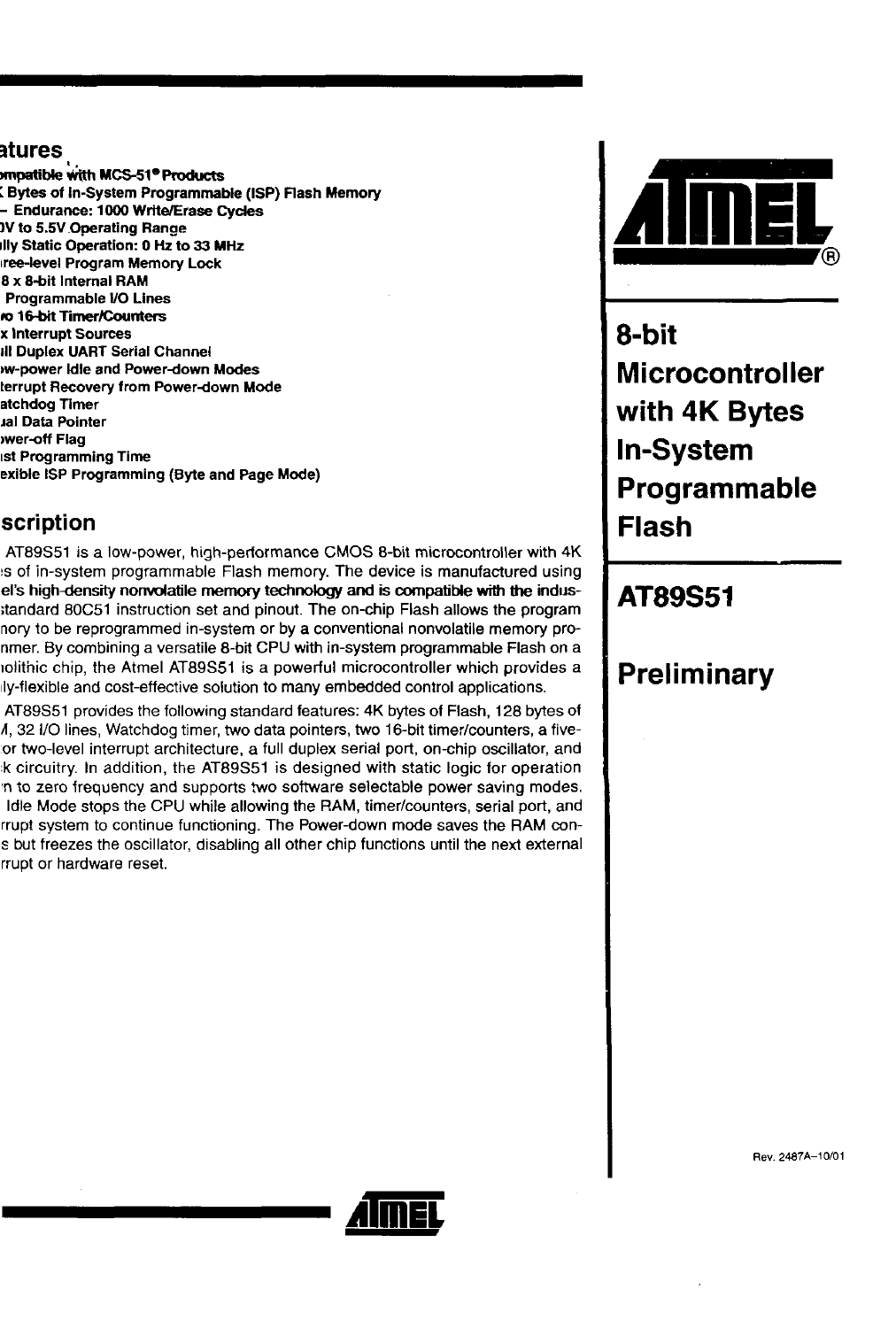## atures

- ompatible with MCS-51® Products
- ( Bytes of In-System Programmable (ISP) Flash Memory
  - Endurance: 1000 Write/Erase Cycles
- )V to 5.5V Operating Range
- illy Static Operation: 0 Hz to 33 MHz
- iree-level Program Memory Lock
- 8 x 8-bit Internal RAM
- Programmable I/O Lines
- o 16-bit Timer/Counters
- x Interrupt Sources
- ill Duplex UART Serial Channel
- ›w-power Idle and Power-down Modes
- terrupt Recovery from Power-down Mode
- atchdog Timer
- ıal Data Pointer
- ›wer-off Flag
- ist Programming Time
- exible ISP Programming (Byte and Page Mode)

## scription

AT89S51 is a low-power, high-performance CMOS 8-bit microcontroller with 4K ›s of in-system programmable Flash memory. The device is manufactured using el's high-density nonvolatile memory technology and is compatible with the indus- standard 80C51 instruction set and pinout. The on-chip Flash allows the program nory to be reprogrammed in-system or by a conventional nonvolatile memory pro- nmer. By combining a versatile 8-bit CPU with in-system programmable Flash on a ıolithic chip, the Atmel AT89S51 is a powerful microcontroller which provides a ıly-flexible and cost-effective solution to many embedded control applications.

AT89S51 provides the following standard features: 4K bytes of Flash, 128 bytes of ʌ, 32 I/O lines, Watchdog timer, two data pointers, two 16-bit timer/counters, a five- or two-level interrupt architecture, a full duplex serial port, on-chip oscillator, and k circuitry. In addition, the AT89S51 is designed with static logic for operation n to zero frequency and supports two software selectable power saving modes. Idle Mode stops the CPU while allowing the RAM, timer/counters, serial port, and rrupt system to continue functioning. The Power-down mode saves the RAM con- s but freezes the oscillator, disabling all other chip functions until the next external rrupt or hardware reset.

# 8-bit Microcontroller with 4K Bytes In-System Programmable Flash

# AT89S51

# Preliminary

Rev. 2487A–10/01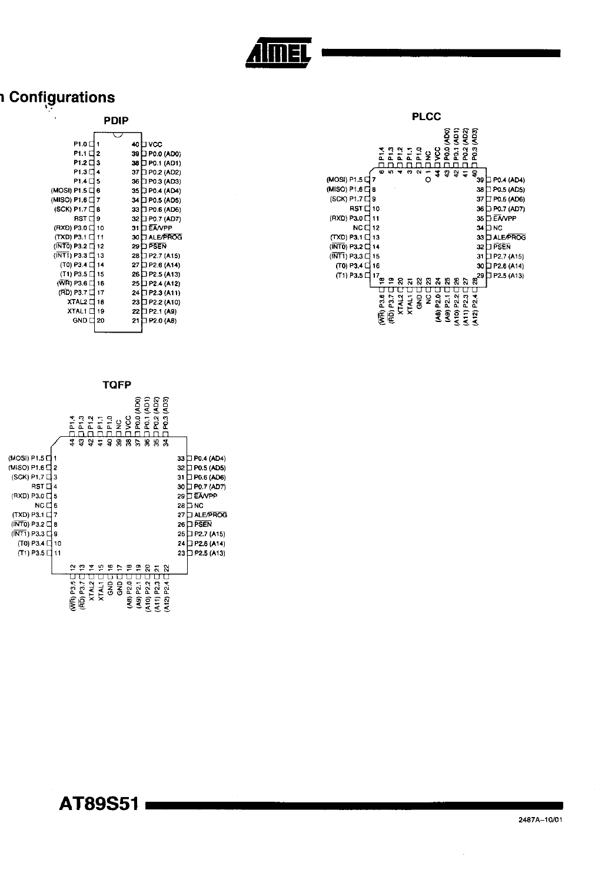## Pin Configurations

### PDIP

| Pin | Name | Pin | Name |
|---|---|---|---|
| 1 | P1.0 | 40 | VCC |
| 2 | P1.1 | 39 | P0.0 (AD0) |
| 3 | P1.2 | 38 | P0.1 (AD1) |
| 4 | P1.3 | 37 | P0.2 (AD2) |
| 5 | P1.4 | 36 | P0.3 (AD3) |
| 6 | (MOSI) P1.5 | 35 | P0.4 (AD4) |
| 7 | (MISO) P1.6 | 34 | P0.5 (AD5) |
| 8 | (SCK) P1.7 | 33 | P0.6 (AD6) |
| 9 | RST | 32 | P0.7 (AD7) |
| 10 | (RXD) P3.0 | 31 | EA/VPP |
| 11 | (TXD) P3.1 | 30 | ALE/PROG |
| 12 | (INT0) P3.2 | 29 | PSEN |
| 13 | (INT1) P3.3 | 28 | P2.7 (A15) |
| 14 | (T0) P3.4 | 27 | P2.6 (A14) |
| 15 | (T1) P3.5 | 26 | P2.5 (A13) |
| 16 | (WR) P3.6 | 25 | P2.4 (A12) |
| 17 | (RD) P3.7 | 24 | P2.3 (A11) |
| 18 | XTAL2 | 23 | P2.2 (A10) |
| 19 | XTAL1 | 22 | P2.1 (A9) |
| 20 | GND | 21 | P2.0 (A8) |

### PLCC

| Pin | Name | Pin | Name |
|---|---|---|---|
| 1 | NC | 23 | NC |
| 2 | P1.0 | 24 | (A8) P2.0 |
| 3 | P1.1 | 25 | (A9) P2.1 |
| 4 | P1.2 | 26 | (A10) P2.2 |
| 5 | P1.3 | 27 | (A11) P2.3 |
| 6 | P1.4 | 28 | (A12) P2.4 |
| 7 | (MOSI) P1.5 | 29 | P2.5 (A13) |
| 8 | (MISO) P1.6 | 30 | P2.6 (A14) |
| 9 | (SCK) P1.7 | 31 | P2.7 (A15) |
| 10 | RST | 32 | PSEN |
| 11 | (RXD) P3.0 | 33 | ALE/PROG |
| 12 | NC | 34 | NC |
| 13 | (TXD) P3.1 | 35 | EA/VPP |
| 14 | (INT0) P3.2 | 36 | P0.7 (AD7) |
| 15 | (INT1) P3.3 | 37 | P0.6 (AD6) |
| 16 | (T0) P3.4 | 38 | P0.5 (AD5) |
| 17 | (T1) P3.5 | 39 | P0.4 (AD4) |
| 18 | (WR) P3.6 | 40 | P0.3 (AD3) |
| 19 | (RD) P3.7 | 41 | P0.2 (AD2) |
| 20 | XTAL2 | 42 | P0.1 (AD1) |
| 21 | XTAL1 | 43 | P0.0 (AD0) |
| 22 | GND | 44 | VCC |

### TQFP

| Pin | Name | Pin | Name |
|---|---|---|---|
| 1 | (MOSI) P1.5 | 23 | P2.5 (A13) |
| 2 | (MISO) P1.6 | 24 | P2.6 (A14) |
| 3 | (SCK) P1.7 | 25 | P2.7 (A15) |
| 4 | RST | 26 | PSEN |
| 5 | (RXD) P3.0 | 27 | ALE/PROG |
| 6 | NC | 28 | NC |
| 7 | (TXD) P3.1 | 29 | EA/VPP |
| 8 | (INT0) P3.2 | 30 | P0.7 (AD7) |
| 9 | (INT1) P3.3 | 31 | P0.6 (AD6) |
| 10 | (T0) P3.4 | 32 | P0.5 (AD5) |
| 11 | (T1) P3.5 | 33 | P0.4 (AD4) |
| 12 | (WR) P3.6 | 34 | P0.3 (AD3) |
| 13 | (RD) P3.7 | 35 | P0.2 (AD2) |
| 14 | XTAL2 | 36 | P0.1 (AD1) |
| 15 | XTAL1 | 37 | P0.0 (AD0) |
| 16 | GND | 38 | VCC |
| 17 | GND | 39 | NC |
| 18 | (A8) P2.0 | 40 | P1.0 |
| 19 | (A9) P2.1 | 41 | P1.1 |
| 20 | (A10) P2.2 | 42 | P1.2 |
| 21 | (A11) P2.3 | 43 | P1.3 |
| 22 | (A12) P2.4 | 44 | P1.4 |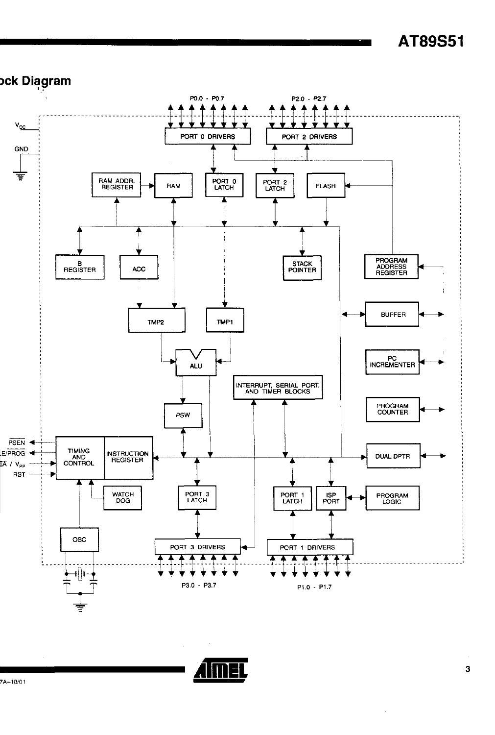## Block Diagram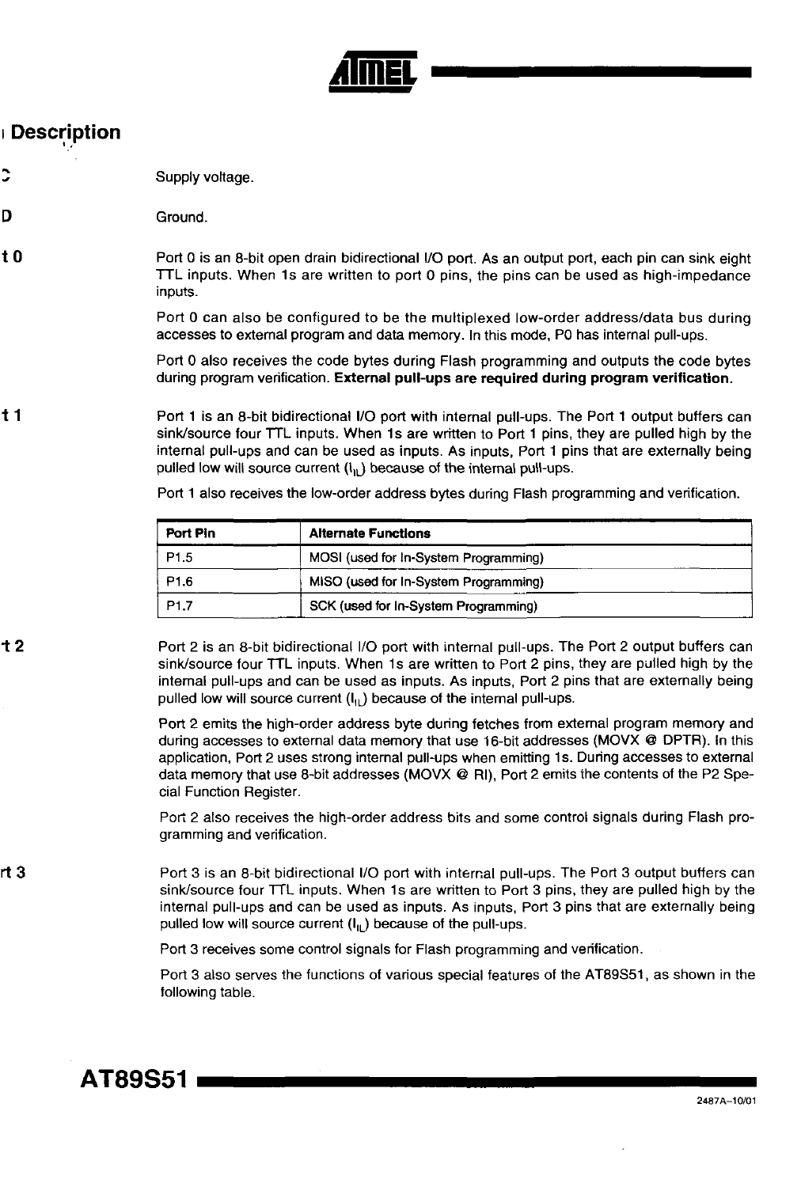## Pin Description

**VCC**

Supply voltage.

**GND**

Ground.

**Port 0**

Port 0 is an 8-bit open drain bidirectional I/O port. As an output port, each pin can sink eight TTL inputs. When 1s are written to port 0 pins, the pins can be used as high-impedance inputs.

Port 0 can also be configured to be the multiplexed low-order address/data bus during accesses to external program and data memory. In this mode, P0 has internal pull-ups.

Port 0 also receives the code bytes during Flash programming and outputs the code bytes during program verification. **External pull-ups are required during program verification.**

**Port 1**

Port 1 is an 8-bit bidirectional I/O port with internal pull-ups. The Port 1 output buffers can sink/source four TTL inputs. When 1s are written to Port 1 pins, they are pulled high by the internal pull-ups and can be used as inputs. As inputs, Port 1 pins that are externally being pulled low will source current ($I_{IL}$) because of the internal pull-ups.

Port 1 also receives the low-order address bytes during Flash programming and verification.

| Port Pin | Alternate Functions |
|---|---|
| P1.5 | MOSI (used for In-System Programming) |
| P1.6 | MISO (used for In-System Programming) |
| P1.7 | SCK (used for In-System Programming) |

**Port 2**

Port 2 is an 8-bit bidirectional I/O port with internal pull-ups. The Port 2 output buffers can sink/source four TTL inputs. When 1s are written to Port 2 pins, they are pulled high by the internal pull-ups and can be used as inputs. As inputs, Port 2 pins that are externally being pulled low will source current ($I_{IL}$) because of the internal pull-ups.

Port 2 emits the high-order address byte during fetches from external program memory and during accesses to external data memory that use 16-bit addresses (MOVX @ DPTR). In this application, Port 2 uses strong internal pull-ups when emitting 1s. During accesses to external data memory that use 8-bit addresses (MOVX @ RI), Port 2 emits the contents of the P2 Special Function Register.

Port 2 also receives the high-order address bits and some control signals during Flash programming and verification.

**Port 3**

Port 3 is an 8-bit bidirectional I/O port with internal pull-ups. The Port 3 output buffers can sink/source four TTL inputs. When 1s are written to Port 3 pins, they are pulled high by the internal pull-ups and can be used as inputs. As inputs, Port 3 pins that are externally being pulled low will source current ($I_{IL}$) because of the pull-ups.

Port 3 receives some control signals for Flash programming and verification.

Port 3 also serves the functions of various special features of the AT89S51, as shown in the following table.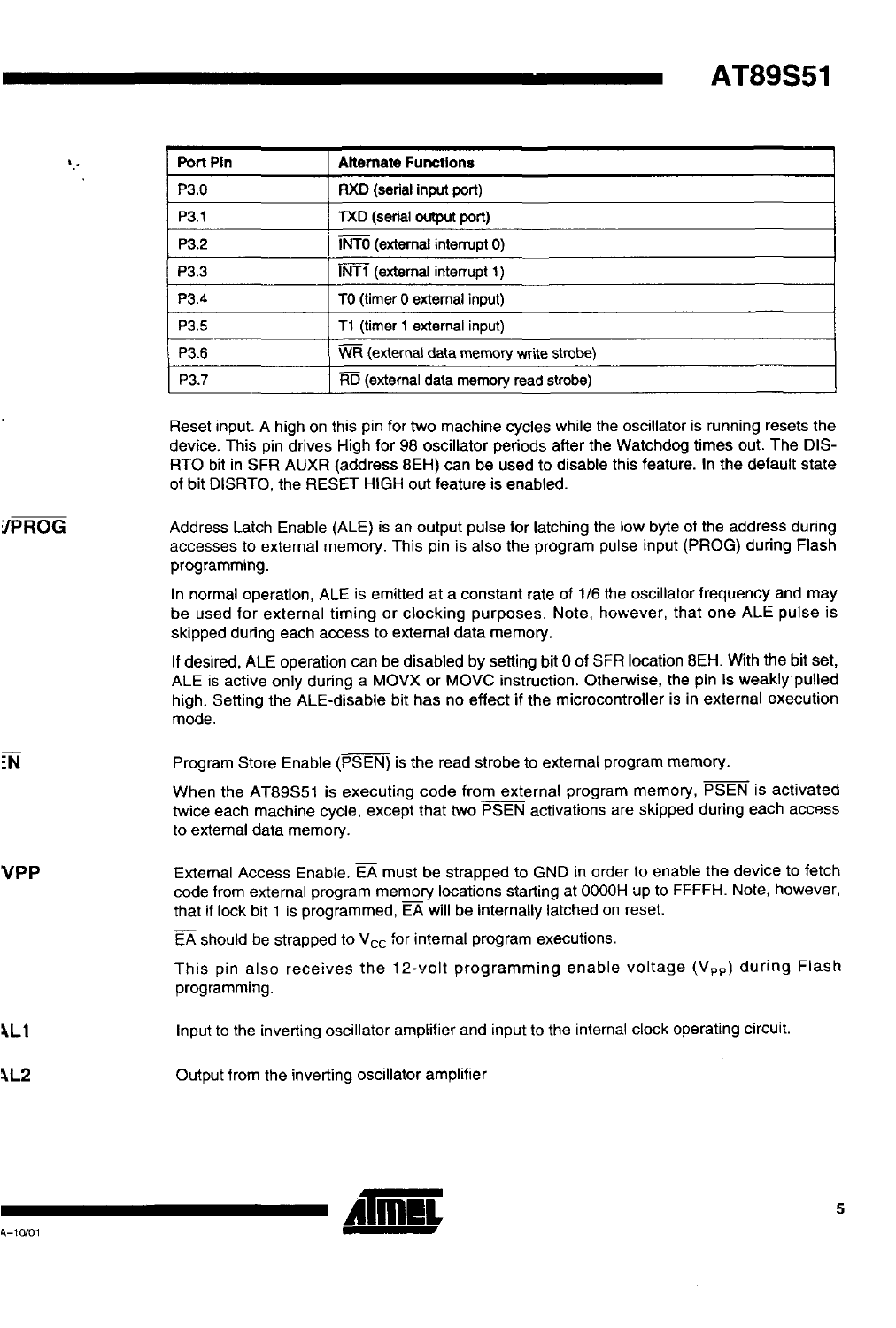| Port Pin | Alternate Functions |
| --- | --- |
| P3.0 | RXD (serial input port) |
| P3.1 | TXD (serial output port) |
| P3.2 | $\overline{INT0}$ (external interrupt 0) |
| P3.3 | $\overline{INT1}$ (external interrupt 1) |
| P3.4 | T0 (timer 0 external input) |
| P3.5 | T1 (timer 1 external input) |
| P3.6 | $\overline{WR}$ (external data memory write strobe) |
| P3.7 | $\overline{RD}$ (external data memory read strobe) |

Reset input. A high on this pin for two machine cycles while the oscillator is running resets the device. This pin drives High for 98 oscillator periods after the Watchdog times out. The DISRTO bit in SFR AUXR (address 8EH) can be used to disable this feature. In the default state of bit DISRTO, the RESET HIGH out feature is enabled.

**:/PROG**

Address Latch Enable (ALE) is an output pulse for latching the low byte of the address during accesses to external memory. This pin is also the program pulse input ($\overline{PROG}$) during Flash programming.

In normal operation, ALE is emitted at a constant rate of 1/6 the oscillator frequency and may be used for external timing or clocking purposes. Note, however, that one ALE pulse is skipped during each access to external data memory.

If desired, ALE operation can be disabled by setting bit 0 of SFR location 8EH. With the bit set, ALE is active only during a MOVX or MOVC instruction. Otherwise, the pin is weakly pulled high. Setting the ALE-disable bit has no effect if the microcontroller is in external execution mode.

**:N**

Program Store Enable ($\overline{PSEN}$) is the read strobe to external program memory.

When the AT89S51 is executing code from external program memory, $\overline{PSEN}$ is activated twice each machine cycle, except that two $\overline{PSEN}$ activations are skipped during each access to external data memory.

**VPP**

External Access Enable. $\overline{EA}$ must be strapped to GND in order to enable the device to fetch code from external program memory locations starting at 0000H up to FFFFH. Note, however, that if lock bit 1 is programmed, $\overline{EA}$ will be internally latched on reset.

$\overline{EA}$ should be strapped to $V_{CC}$ for internal program executions.

This pin also receives the 12-volt programming enable voltage ($V_{PP}$) during Flash programming.

**\L1**

Input to the inverting oscillator amplifier and input to the internal clock operating circuit.

**\L2**

Output from the inverting oscillator amplifier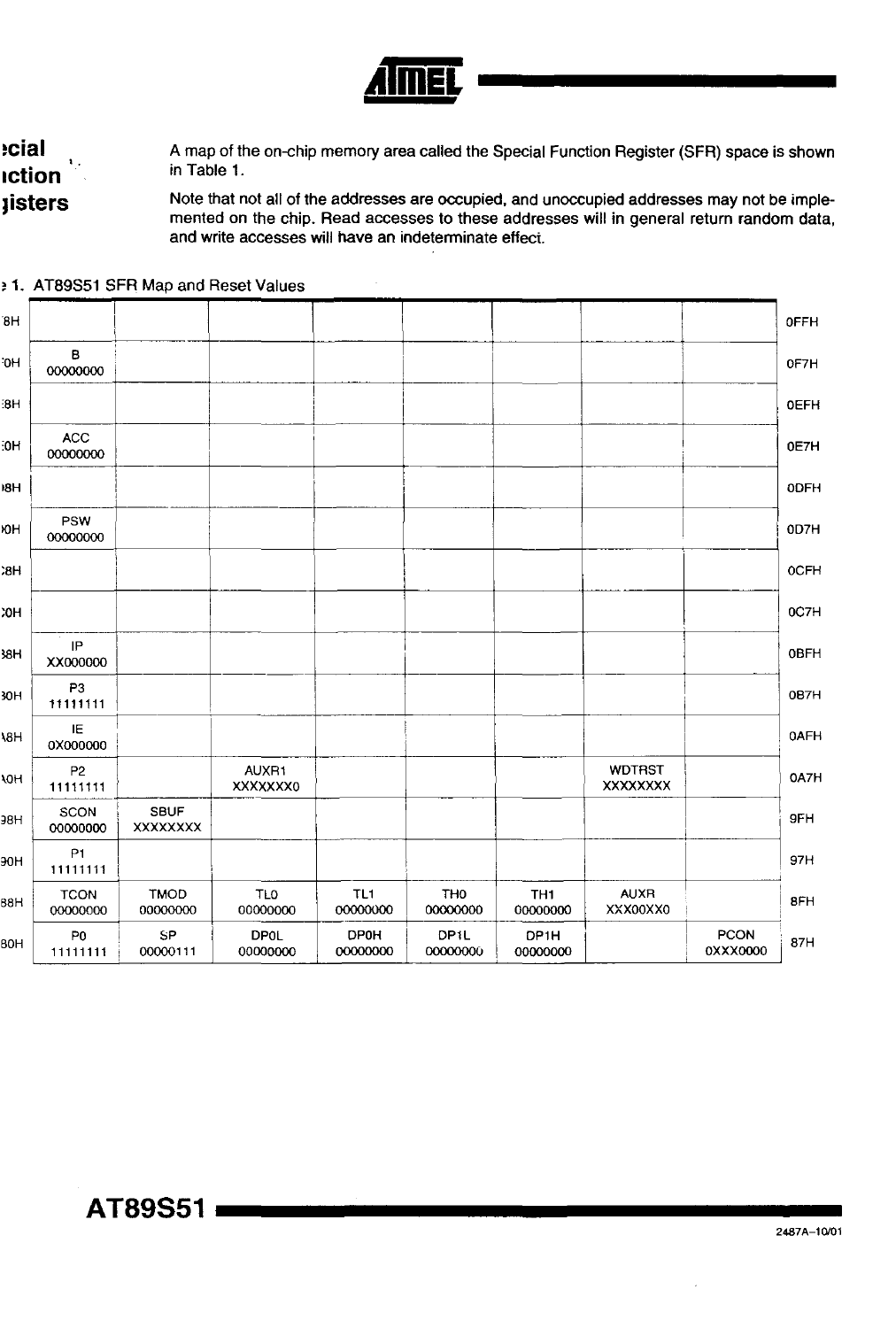## Special Function Registers

A map of the on-chip memory area called the Special Function Register (SFR) space is shown in Table 1.

Note that not all of the addresses are occupied, and unoccupied addresses may not be implemented on the chip. Read accesses to these addresses will in general return random data, and write accesses will have an indeterminate effect.

Table 1. AT89S51 SFR Map and Reset Values

| | | | | | | | | | |
|---|---|---|---|---|---|---|---|---|---|
| 0F8H | | | | | | | | | 0FFH |
| 0F0H | B 00000000 | | | | | | | | 0F7H |
| 0E8H | | | | | | | | | 0EFH |
| 0E0H | ACC 00000000 | | | | | | | | 0E7H |
| 0D8H | | | | | | | | | 0DFH |
| 0D0H | PSW 00000000 | | | | | | | | 0D7H |
| 0C8H | | | | | | | | | 0CFH |
| 0C0H | | | | | | | | | 0C7H |
| 0B8H | IP XX000000 | | | | | | | | 0BFH |
| 0B0H | P3 11111111 | | | | | | | | 0B7H |
| 0A8H | IE 0X000000 | | | | | | | | 0AFH |
| 0A0H | P2 11111111 | | AUXR1 XXXXXXX0 | | | | WDTRST XXXXXXXX | | 0A7H |
| 98H | SCON 00000000 | SBUF XXXXXXXX | | | | | | | 9FH |
| 90H | P1 11111111 | | | | | | | | 97H |
| 88H | TCON 00000000 | TMOD 00000000 | TL0 00000000 | TL1 00000000 | TH0 00000000 | TH1 00000000 | AUXR XXX00XX0 | | 8FH |
| 80H | P0 11111111 | SP 00000111 | DP0L 00000000 | DP0H 00000000 | DP1L 00000000 | DP1H 00000000 | | PCON 0XXX0000 | 87H |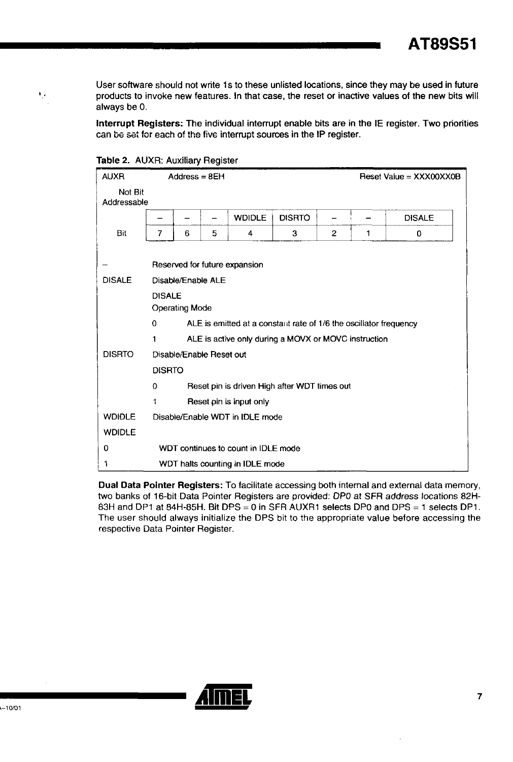User software should not write 1s to these unlisted locations, since they may be used in future products to invoke new features. In that case, the reset or inactive values of the new bits will always be 0.

**Interrupt Registers:** The individual interrupt enable bits are in the IE register. Two priorities can be set for each of the five interrupt sources in the IP register.

**Table 2.** AUXR: Auxiliary Register

| AUXR | Address = 8EH | | | | | | Reset Value = XXX00XX0B |
|---|---|---|---|---|---|---|---|
| Not Bit Addressable | | | | | | | |
| – | – | – | WDIDLE | DISRTO | – | – | DISALE |
| 7 | 6 | 5 | 4 | 3 | 2 | 1 | 0 |

– Reserved for future expansion

DISALE — Disable/Enable ALE

| DISALE Operating Mode | |
|---|---|
| 0 | ALE is emitted at a constant rate of 1/6 the oscillator frequency |
| 1 | ALE is active only during a MOVX or MOVC instruction |

DISRTO — Disable/Enable Reset out

| DISRTO | |
|---|---|
| 0 | Reset pin is driven High after WDT times out |
| 1 | Reset pin is input only |

WDIDLE — Disable/Enable WDT in IDLE mode

| WDIDLE | |
|---|---|
| 0 | WDT continues to count in IDLE mode |
| 1 | WDT halts counting in IDLE mode |

**Dual Data Pointer Registers:** To facilitate accessing both internal and external data memory, two banks of 16-bit Data Pointer Registers are provided: DP0 at SFR address locations 82H-83H and DP1 at 84H-85H. Bit DPS = 0 in SFR AUXR1 selects DP0 and DPS = 1 selects DP1. The user should always initialize the DPS bit to the appropriate value before accessing the respective Data Pointer Register.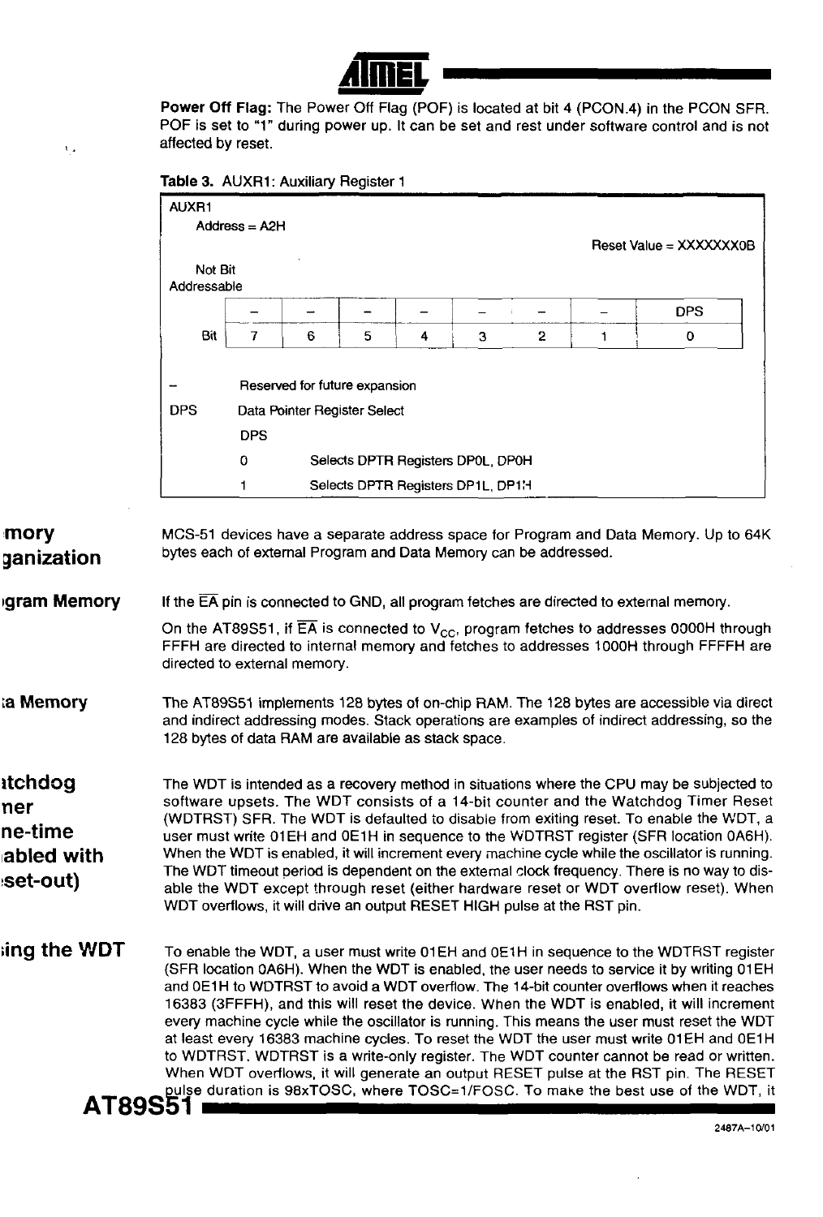**Power Off Flag:** The Power Off Flag (POF) is located at bit 4 (PCON.4) in the PCON SFR. POF is set to "1" during power up. It can be set and rest under software control and is not affected by reset.

**Table 3.** AUXR1: Auxiliary Register 1

AUXR1
Address = A2H
Reset Value = XXXXXXX0B

Not Bit Addressable

| | – | – | – | – | – | – | – | DPS |
|---|---|---|---|---|---|---|---|---|
| Bit | 7 | 6 | 5 | 4 | 3 | 2 | 1 | 0 |

– Reserved for future expansion

DPS Data Pointer Register Select

| DPS | |
|---|---|
| 0 | Selects DPTR Registers DP0L, DP0H |
| 1 | Selects DPTR Registers DP1L, DP1H |

## Memory Organization

MCS-51 devices have a separate address space for Program and Data Memory. Up to 64K bytes each of external Program and Data Memory can be addressed.

### Program Memory

If the $\overline{EA}$ pin is connected to GND, all program fetches are directed to external memory.

On the AT89S51, if $\overline{EA}$ is connected to $V_{CC}$, program fetches to addresses 0000H through FFFH are directed to internal memory and fetches to addresses 1000H through FFFFH are directed to external memory.

### Data Memory

The AT89S51 implements 128 bytes of on-chip RAM. The 128 bytes are accessible via direct and indirect addressing modes. Stack operations are examples of indirect addressing, so the 128 bytes of data RAM are available as stack space.

## Watchdog Timer (One-time Enabled with Reset-out)

The WDT is intended as a recovery method in situations where the CPU may be subjected to software upsets. The WDT consists of a 14-bit counter and the Watchdog Timer Reset (WDTRST) SFR. The WDT is defaulted to disable from exiting reset. To enable the WDT, a user must write 01EH and 0E1H in sequence to the WDTRST register (SFR location 0A6H). When the WDT is enabled, it will increment every machine cycle while the oscillator is running. The WDT timeout period is dependent on the external clock frequency. There is no way to disable the WDT except through reset (either hardware reset or WDT overflow reset). When WDT overflows, it will drive an output RESET HIGH pulse at the RST pin.

### Using the WDT

To enable the WDT, a user must write 01EH and 0E1H in sequence to the WDTRST register (SFR location 0A6H). When the WDT is enabled, the user needs to service it by writing 01EH and 0E1H to WDTRST to avoid a WDT overflow. The 14-bit counter overflows when it reaches 16383 (3FFFH), and this will reset the device. When the WDT is enabled, it will increment every machine cycle while the oscillator is running. This means the user must reset the WDT at least every 16383 machine cycles. To reset the WDT the user must write 01EH and 0E1H to WDTRST. WDTRST is a write-only register. The WDT counter cannot be read or written. When WDT overflows, it will generate an output RESET pulse at the RST pin. The RESET pulse duration is 98xTOSC, where TOSC=1/FOSC. To make the best use of the WDT, it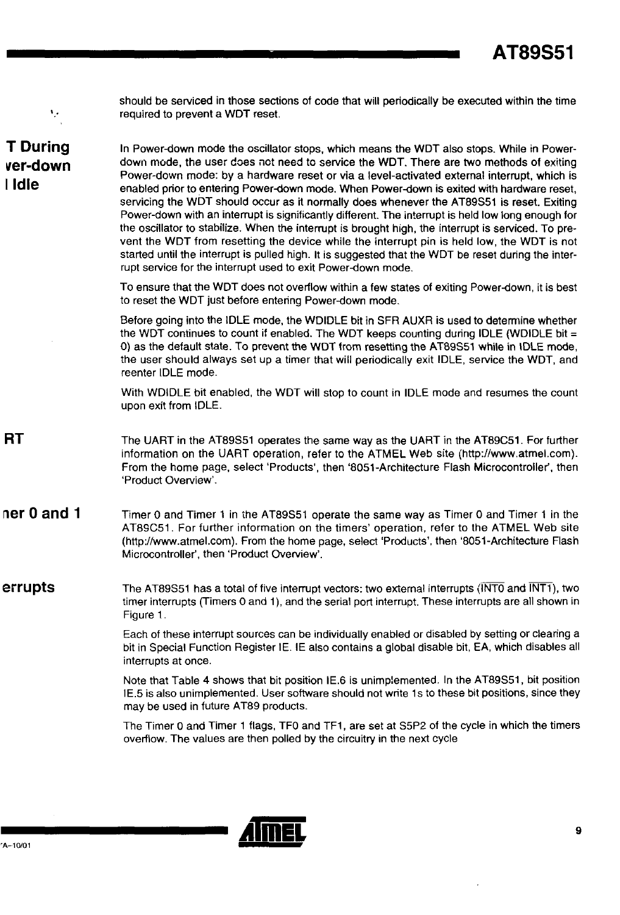should be serviced in those sections of code that will periodically be executed within the time required to prevent a WDT reset.

## T During ver-down l Idle

In Power-down mode the oscillator stops, which means the WDT also stops. While in Power-down mode, the user does not need to service the WDT. There are two methods of exiting Power-down mode: by a hardware reset or via a level-activated external interrupt, which is enabled prior to entering Power-down mode. When Power-down is exited with hardware reset, servicing the WDT should occur as it normally does whenever the AT89S51 is reset. Exiting Power-down with an interrupt is significantly different. The interrupt is held low long enough for the oscillator to stabilize. When the interrupt is brought high, the interrupt is serviced. To prevent the WDT from resetting the device while the interrupt pin is held low, the WDT is not started until the interrupt is pulled high. It is suggested that the WDT be reset during the interrupt service for the interrupt used to exit Power-down mode.

To ensure that the WDT does not overflow within a few states of exiting Power-down, it is best to reset the WDT just before entering Power-down mode.

Before going into the IDLE mode, the WDIDLE bit in SFR AUXR is used to determine whether the WDT continues to count if enabled. The WDT keeps counting during IDLE (WDIDLE bit = 0) as the default state. To prevent the WDT from resetting the AT89S51 while in IDLE mode, the user should always set up a timer that will periodically exit IDLE, service the WDT, and reenter IDLE mode.

With WDIDLE bit enabled, the WDT will stop to count in IDLE mode and resumes the count upon exit from IDLE.

## RT

The UART in the AT89S51 operates the same way as the UART in the AT89C51. For further information on the UART operation, refer to the ATMEL Web site (http://www.atmel.com). From the home page, select 'Products', then '8051-Architecture Flash Microcontroller', then 'Product Overview'.

## ner 0 and 1

Timer 0 and Timer 1 in the AT89S51 operate the same way as Timer 0 and Timer 1 in the AT89C51. For further information on the timers' operation, refer to the ATMEL Web site (http://www.atmel.com). From the home page, select 'Products', then '8051-Architecture Flash Microcontroller', then 'Product Overview'.

## errupts

The AT89S51 has a total of five interrupt vectors: two external interrupts ($\overline{INT0}$ and $\overline{INT1}$), two timer interrupts (Timers 0 and 1), and the serial port interrupt. These interrupts are all shown in Figure 1.

Each of these interrupt sources can be individually enabled or disabled by setting or clearing a bit in Special Function Register IE. IE also contains a global disable bit, EA, which disables all interrupts at once.

Note that Table 4 shows that bit position IE.6 is unimplemented. In the AT89S51, bit position IE.5 is also unimplemented. User software should not write 1s to these bit positions, since they may be used in future AT89 products.

The Timer 0 and Timer 1 flags, TF0 and TF1, are set at S5P2 of the cycle in which the timers overflow. The values are then polled by the circuitry in the next cycle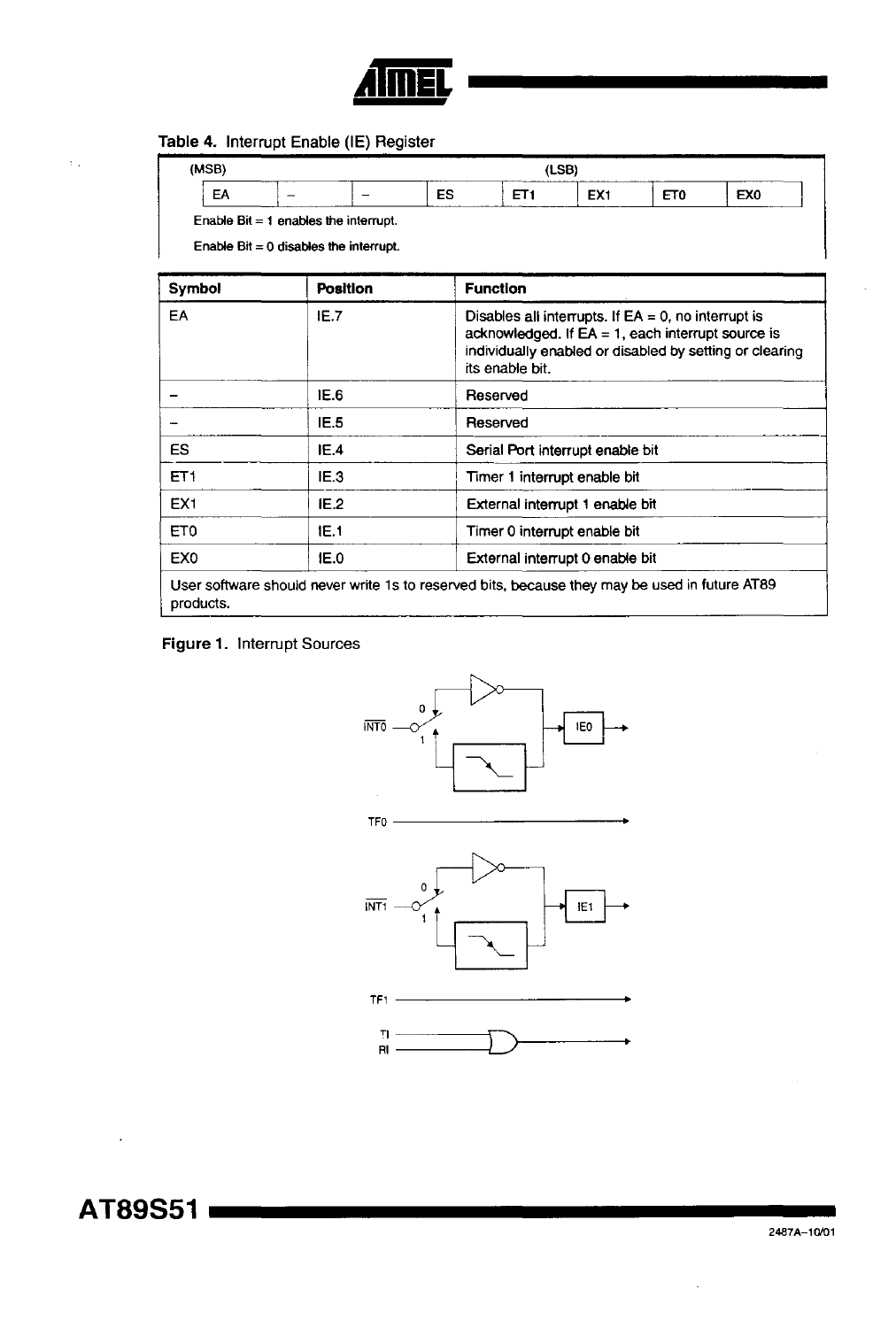**Table 4.** Interrupt Enable (IE) Register

| (MSB) | | | | | | | (LSB) |
|---|---|---|---|---|---|---|---|
| EA | – | – | ES | ET1 | EX1 | ET0 | EX0 |

Enable Bit = 1 enables the interrupt.

Enable Bit = 0 disables the interrupt.

| Symbol | Position | Function |
|---|---|---|
| EA | IE.7 | Disables all interrupts. If EA = 0, no interrupt is acknowledged. If EA = 1, each interrupt source is individually enabled or disabled by setting or clearing its enable bit. |
| – | IE.6 | Reserved |
| – | IE.5 | Reserved |
| ES | IE.4 | Serial Port interrupt enable bit |
| ET1 | IE.3 | Timer 1 interrupt enable bit |
| EX1 | IE.2 | External interrupt 1 enable bit |
| ET0 | IE.1 | Timer 0 interrupt enable bit |
| EX0 | IE.0 | External interrupt 0 enable bit |

User software should never write 1s to reserved bits, because they may be used in future AT89 products.

**Figure 1.** Interrupt Sources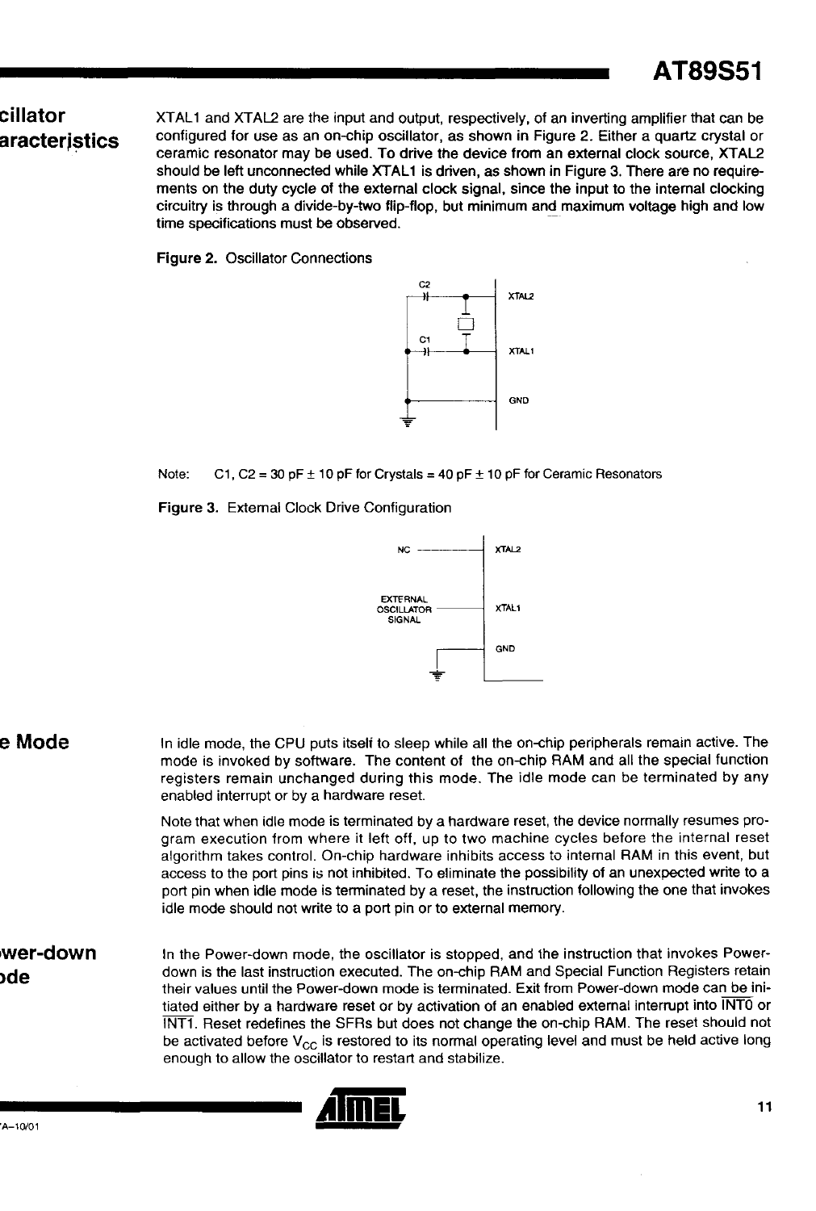## Oscillator Characteristics

XTAL1 and XTAL2 are the input and output, respectively, of an inverting amplifier that can be configured for use as an on-chip oscillator, as shown in Figure 2. Either a quartz crystal or ceramic resonator may be used. To drive the device from an external clock source, XTAL2 should be left unconnected while XTAL1 is driven, as shown in Figure 3. There are no requirements on the duty cycle of the external clock signal, since the input to the internal clocking circuitry is through a divide-by-two flip-flop, but minimum and maximum voltage high and low time specifications must be observed.

**Figure 2.** Oscillator Connections

Note: C1, C2 = 30 pF ± 10 pF for Crystals = 40 pF ± 10 pF for Ceramic Resonators

**Figure 3.** External Clock Drive Configuration

## Idle Mode

In idle mode, the CPU puts itself to sleep while all the on-chip peripherals remain active. The mode is invoked by software. The content of the on-chip RAM and all the special function registers remain unchanged during this mode. The idle mode can be terminated by any enabled interrupt or by a hardware reset.

Note that when idle mode is terminated by a hardware reset, the device normally resumes program execution from where it left off, up to two machine cycles before the internal reset algorithm takes control. On-chip hardware inhibits access to internal RAM in this event, but access to the port pins is not inhibited. To eliminate the possibility of an unexpected write to a port pin when idle mode is terminated by a reset, the instruction following the one that invokes idle mode should not write to a port pin or to external memory.

## Power-down Mode

In the Power-down mode, the oscillator is stopped, and the instruction that invokes Power-down is the last instruction executed. The on-chip RAM and Special Function Registers retain their values until the Power-down mode is terminated. Exit from Power-down mode can be initiated either by a hardware reset or by activation of an enabled external interrupt into $\overline{\text{INT0}}$ or $\overline{\text{INT1}}$. Reset redefines the SFRs but does not change the on-chip RAM. The reset should not be activated before $V_{CC}$ is restored to its normal operating level and must be held active long enough to allow the oscillator to restart and stabilize.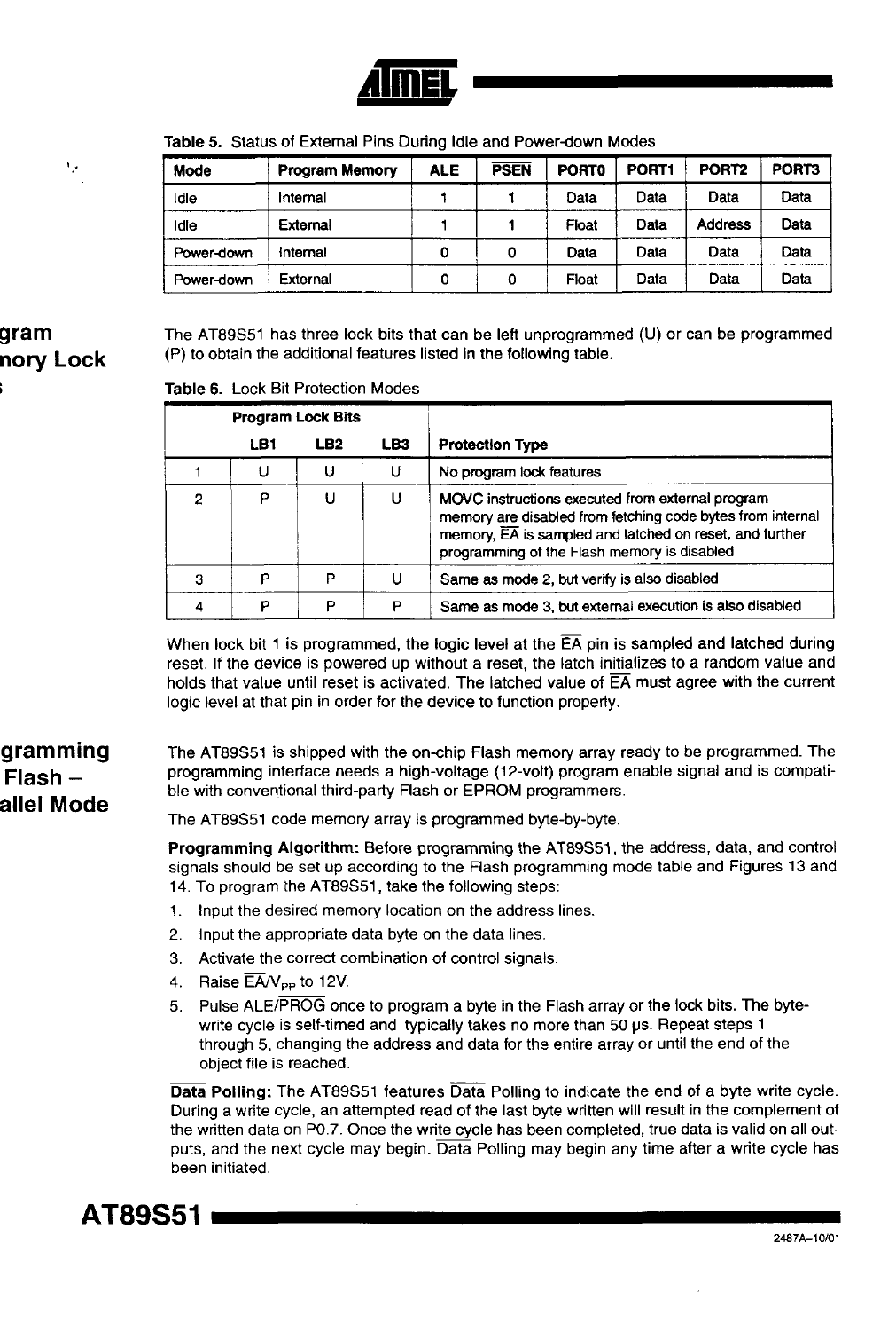Table 5. Status of External Pins During Idle and Power-down Modes

| Mode | Program Memory | ALE | $\overline{\text{PSEN}}$ | PORT0 | PORT1 | PORT2 | PORT3 |
|---|---|---|---|---|---|---|---|
| Idle | Internal | 1 | 1 | Data | Data | Data | Data |
| Idle | External | 1 | 1 | Float | Data | Address | Data |
| Power-down | Internal | 0 | 0 | Data | Data | Data | Data |
| Power-down | External | 0 | 0 | Float | Data | Data | Data |

## Program Memory Lock Bits

The AT89S51 has three lock bits that can be left unprogrammed (U) or can be programmed (P) to obtain the additional features listed in the following table.

Table 6. Lock Bit Protection Modes

| | Program Lock Bits | | | |
|---|---|---|---|---|
| | LB1 | LB2 | LB3 | Protection Type |
| 1 | U | U | U | No program lock features |
| 2 | P | U | U | MOVC instructions executed from external program memory are disabled from fetching code bytes from internal memory, $\overline{\text{EA}}$ is sampled and latched on reset, and further programming of the Flash memory is disabled |
| 3 | P | P | U | Same as mode 2, but verify is also disabled |
| 4 | P | P | P | Same as mode 3, but external execution is also disabled |

When lock bit 1 is programmed, the logic level at the $\overline{\text{EA}}$ pin is sampled and latched during reset. If the device is powered up without a reset, the latch initializes to a random value and holds that value until reset is activated. The latched value of $\overline{\text{EA}}$ must agree with the current logic level at that pin in order for the device to function properly.

## Programming the Flash – Parallel Mode

The AT89S51 is shipped with the on-chip Flash memory array ready to be programmed. The programming interface needs a high-voltage (12-volt) program enable signal and is compatible with conventional third-party Flash or EPROM programmers.

The AT89S51 code memory array is programmed byte-by-byte.

**Programming Algorithm:** Before programming the AT89S51, the address, data, and control signals should be set up according to the Flash programming mode table and Figures 13 and 14. To program the AT89S51, take the following steps:

1. Input the desired memory location on the address lines.
2. Input the appropriate data byte on the data lines.
3. Activate the correct combination of control signals.
4. Raise $\overline{\text{EA}}/V_{PP}$ to 12V.
5. Pulse ALE/$\overline{\text{PROG}}$ once to program a byte in the Flash array or the lock bits. The byte-write cycle is self-timed and typically takes no more than 50 µs. Repeat steps 1 through 5, changing the address and data for the entire array or until the end of the object file is reached.

**$\overline{\text{Data}}$ Polling:** The AT89S51 features $\overline{\text{Data}}$ Polling to indicate the end of a byte write cycle. During a write cycle, an attempted read of the last byte written will result in the complement of the written data on P0.7. Once the write cycle has been completed, true data is valid on all outputs, and the next cycle may begin. $\overline{\text{Data}}$ Polling may begin any time after a write cycle has been initiated.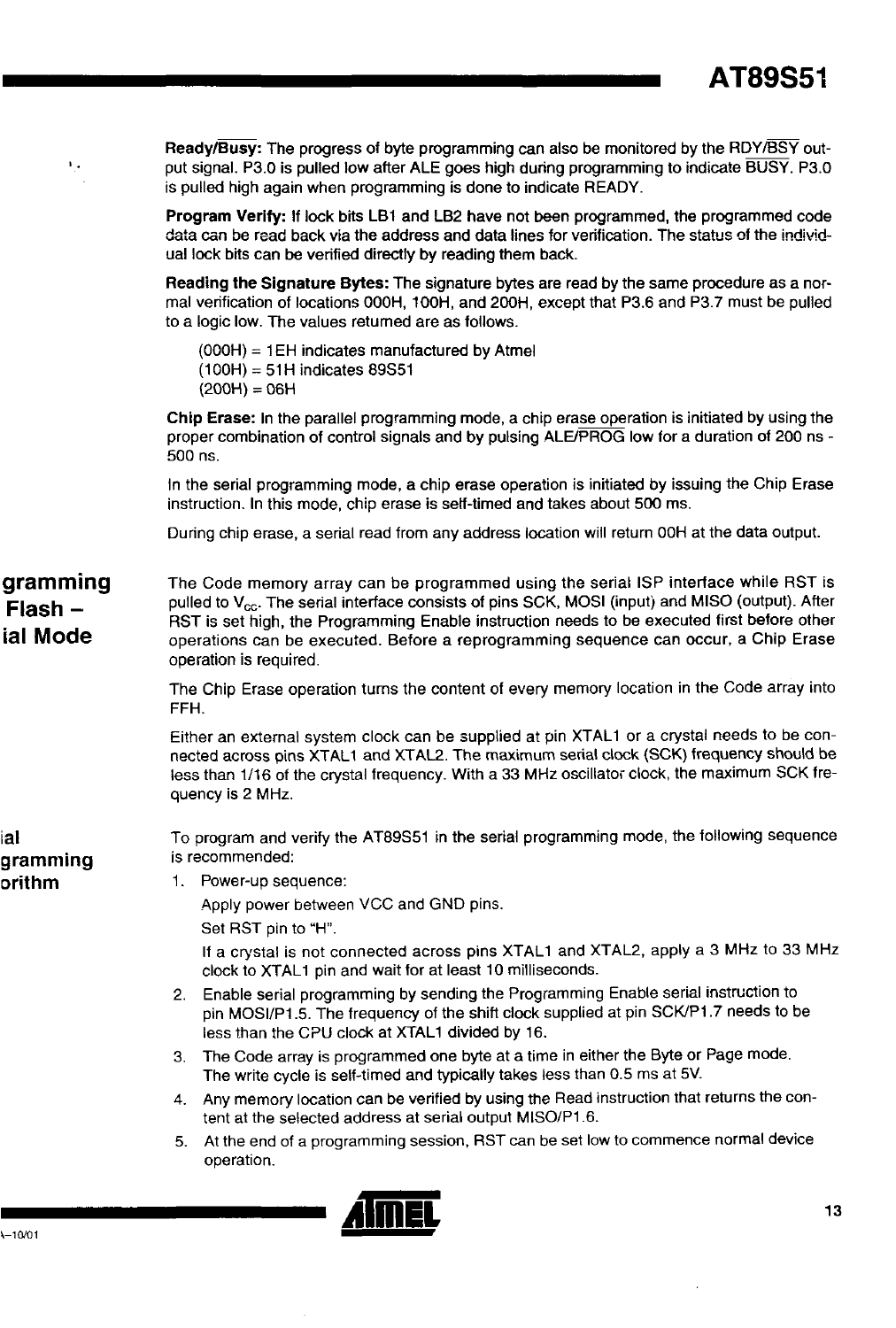**Ready/$\overline{\text{Busy}}$:** The progress of byte programming can also be monitored by the RDY/$\overline{\text{BSY}}$ output signal. P3.0 is pulled low after ALE goes high during programming to indicate $\overline{\text{BUSY}}$. P3.0 is pulled high again when programming is done to indicate READY.

**Program Verify:** If lock bits LB1 and LB2 have not been programmed, the programmed code data can be read back via the address and data lines for verification. The status of the individual lock bits can be verified directly by reading them back.

**Reading the Signature Bytes:** The signature bytes are read by the same procedure as a normal verification of locations 000H, 100H, and 200H, except that P3.6 and P3.7 must be pulled to a logic low. The values returned are as follows.

(000H) = 1EH indicates manufactured by Atmel
(100H) = 51H indicates 89S51
(200H) = 06H

**Chip Erase:** In the parallel programming mode, a chip erase operation is initiated by using the proper combination of control signals and by pulsing ALE/$\overline{\text{PROG}}$ low for a duration of 200 ns - 500 ns.

In the serial programming mode, a chip erase operation is initiated by issuing the Chip Erase instruction. In this mode, chip erase is self-timed and takes about 500 ms.

During chip erase, a serial read from any address location will return 00H at the data output.

## gramming Flash – ial Mode

The Code memory array can be programmed using the serial ISP interface while RST is pulled to $V_{CC}$. The serial interface consists of pins SCK, MOSI (input) and MISO (output). After RST is set high, the Programming Enable instruction needs to be executed first before other operations can be executed. Before a reprogramming sequence can occur, a Chip Erase operation is required.

The Chip Erase operation turns the content of every memory location in the Code array into FFH.

Either an external system clock can be supplied at pin XTAL1 or a crystal needs to be connected across pins XTAL1 and XTAL2. The maximum serial clock (SCK) frequency should be less than 1/16 of the crystal frequency. With a 33 MHz oscillator clock, the maximum SCK frequency is 2 MHz.

## ial gramming orithm

To program and verify the AT89S51 in the serial programming mode, the following sequence is recommended:

1. Power-up sequence:
   Apply power between VCC and GND pins.
   Set RST pin to "H".
   If a crystal is not connected across pins XTAL1 and XTAL2, apply a 3 MHz to 33 MHz clock to XTAL1 pin and wait for at least 10 milliseconds.
2. Enable serial programming by sending the Programming Enable serial instruction to pin MOSI/P1.5. The frequency of the shift clock supplied at pin SCK/P1.7 needs to be less than the CPU clock at XTAL1 divided by 16.
3. The Code array is programmed one byte at a time in either the Byte or Page mode. The write cycle is self-timed and typically takes less than 0.5 ms at 5V.
4. Any memory location can be verified by using the Read instruction that returns the content at the selected address at serial output MISO/P1.6.
5. At the end of a programming session, RST can be set low to commence normal device operation.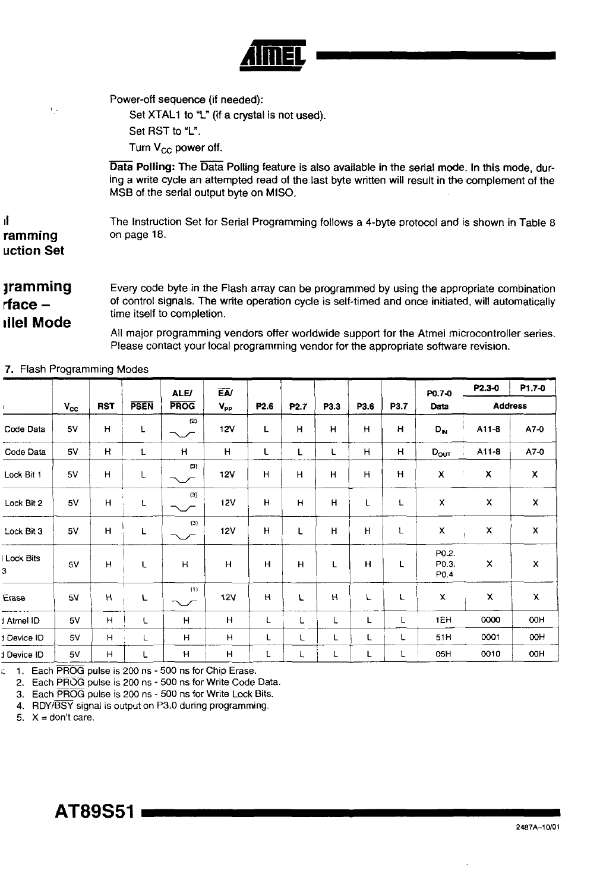Power-off sequence (if needed):

Set XTAL1 to "L" (if a crystal is not used).

Set RST to "L".

Turn $V_{CC}$ power off.

**Data Polling:** The Data Polling feature is also available in the serial mode. In this mode, during a write cycle an attempted read of the last byte written will result in the complement of the MSB of the serial output byte on MISO.

## ...l ...ramming ...uction Set

The Instruction Set for Serial Programming follows a 4-byte protocol and is shown in Table 8 on page 18.

## ...gramming ...rface – ...llel Mode

Every code byte in the Flash array can be programmed by using the appropriate combination of control signals. The write operation cycle is self-timed and once initiated, will automatically time itself to completion.

All major programming vendors offer worldwide support for the Atmel microcontroller series. Please contact your local programming vendor for the appropriate software revision.

...7. Flash Programming Modes

| | $V_{CC}$ | RST | PSEN | ALE/ PROG | EA/ $V_{PP}$ | P2.6 | P2.7 | P3.3 | P3.6 | P3.7 | P0.7-0 Data | P2.3-0 Address | P1.7-0 Address |
|---|---|---|---|---|---|---|---|---|---|---|---|---|---|
| ...Code Data | 5V | H | L | ⌴ (2) | 12V | L | H | H | H | H | $D_{IN}$ | A11-8 | A7-0 |
| ...Code Data | 5V | H | L | H | H | L | L | L | H | H | $D_{OUT}$ | A11-8 | A7-0 |
| ...Lock Bit 1 | 5V | H | L | ⌴ (3) | 12V | H | H | H | H | H | X | X | X |
| ...Lock Bit 2 | 5V | H | L | ⌴ (3) | 12V | H | H | H | L | L | X | X | X |
| ...Lock Bit 3 | 5V | H | L | ⌴ (3) | 12V | H | L | H | H | L | X | X | X |
| ...Lock Bits ...3 | 5V | H | L | H | H | H | H | L | H | L | P0.2, P0.3, P0.4 | X | X |
| ...Erase | 5V | H | L | ⌴ (1) | 12V | H | L | H | L | L | X | X | X |
| ...Atmel ID | 5V | H | L | H | H | L | L | L | L | L | 1EH | 0000 | 00H |
| ...Device ID | 5V | H | L | H | H | L | L | L | L | L | 51H | 0001 | 00H |
| ...Device ID | 5V | H | L | H | H | L | L | L | L | L | 05H | 0010 | 00H |

...: 1. Each PROG pulse is 200 ns - 500 ns for Chip Erase.

2. Each PROG pulse is 200 ns - 500 ns for Write Code Data.
3. Each PROG pulse is 200 ns - 500 ns for Write Lock Bits.
4. RDY/BSY signal is output on P3.0 during programming.
5. X = don't care.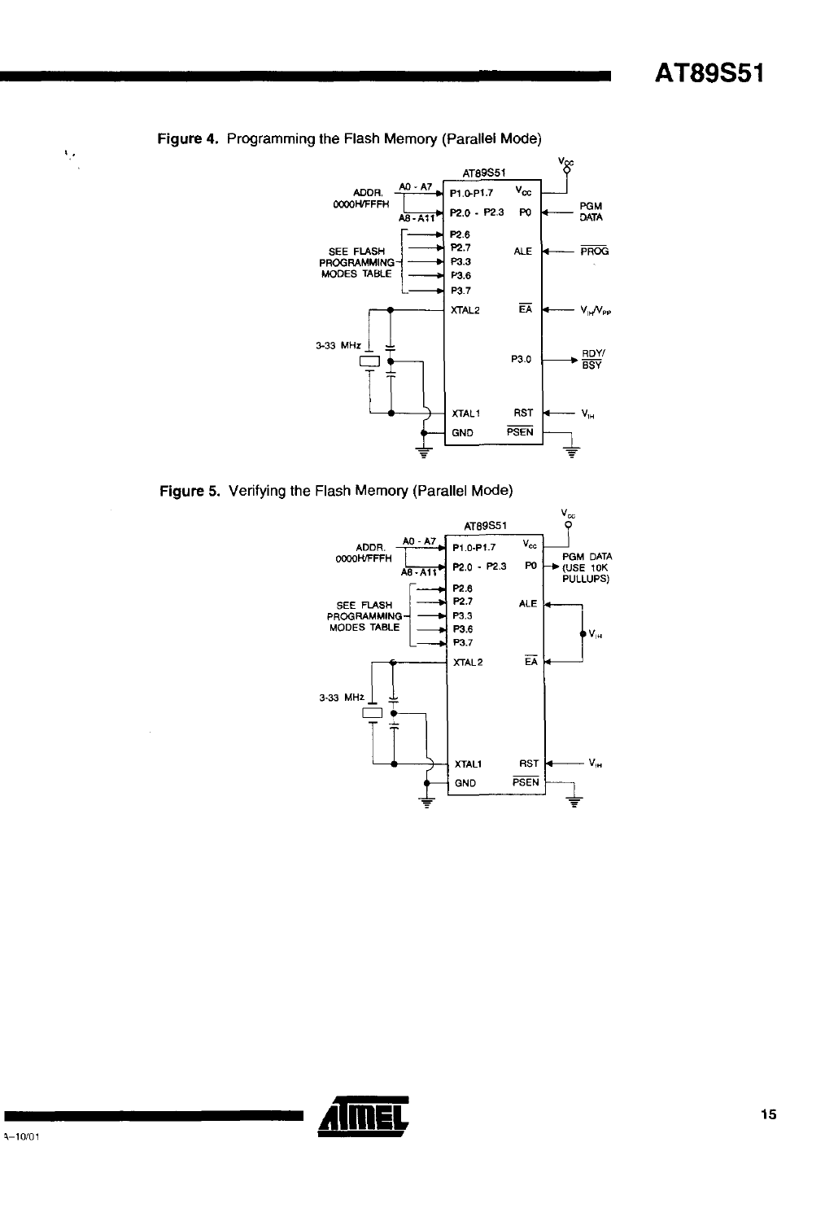**Figure 4.** Programming the Flash Memory (Parallel Mode)

**Figure 5.** Verifying the Flash Memory (Parallel Mode)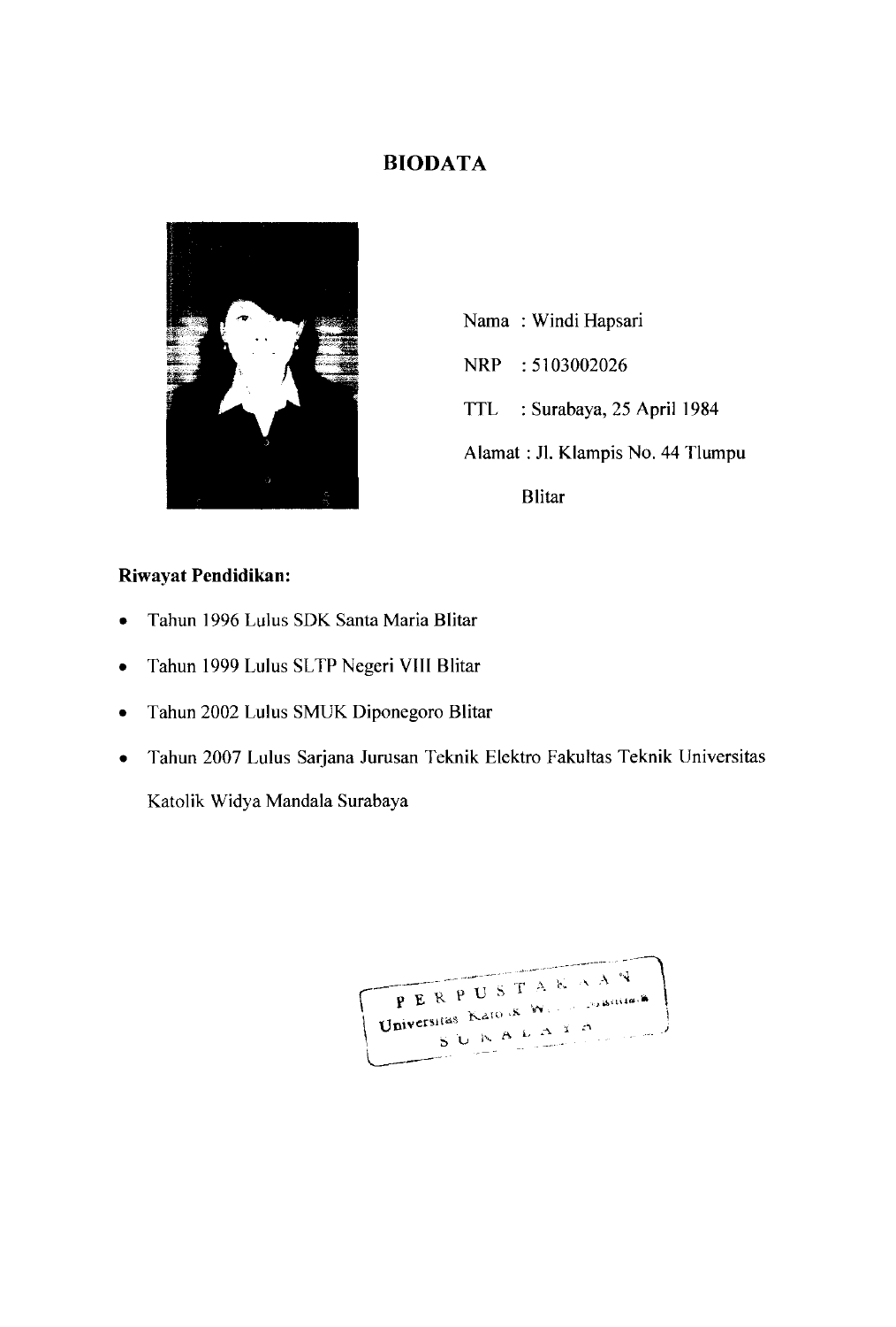# BIODATA

Nama : Windi Hapsari

NRP : 5103002026

TTL : Surabaya, 25 April 1984

Alamat : Jl. Klampis No. 44 Tlumpu Blitar

**Riwayat Pendidikan:**

- Tahun 1996 Lulus SDK Santa Maria Blitar
- Tahun 1999 Lulus SLTP Negeri VIII Blitar
- Tahun 2002 Lulus SMUK Diponegoro Blitar
- Tahun 2007 Lulus Sarjana Jurusan Teknik Elektro Fakultas Teknik Universitas Katolik Widya Mandala Surabaya

PERPUSTAKAAN
Universitas Katolik Widya Mandala
SURABAYA